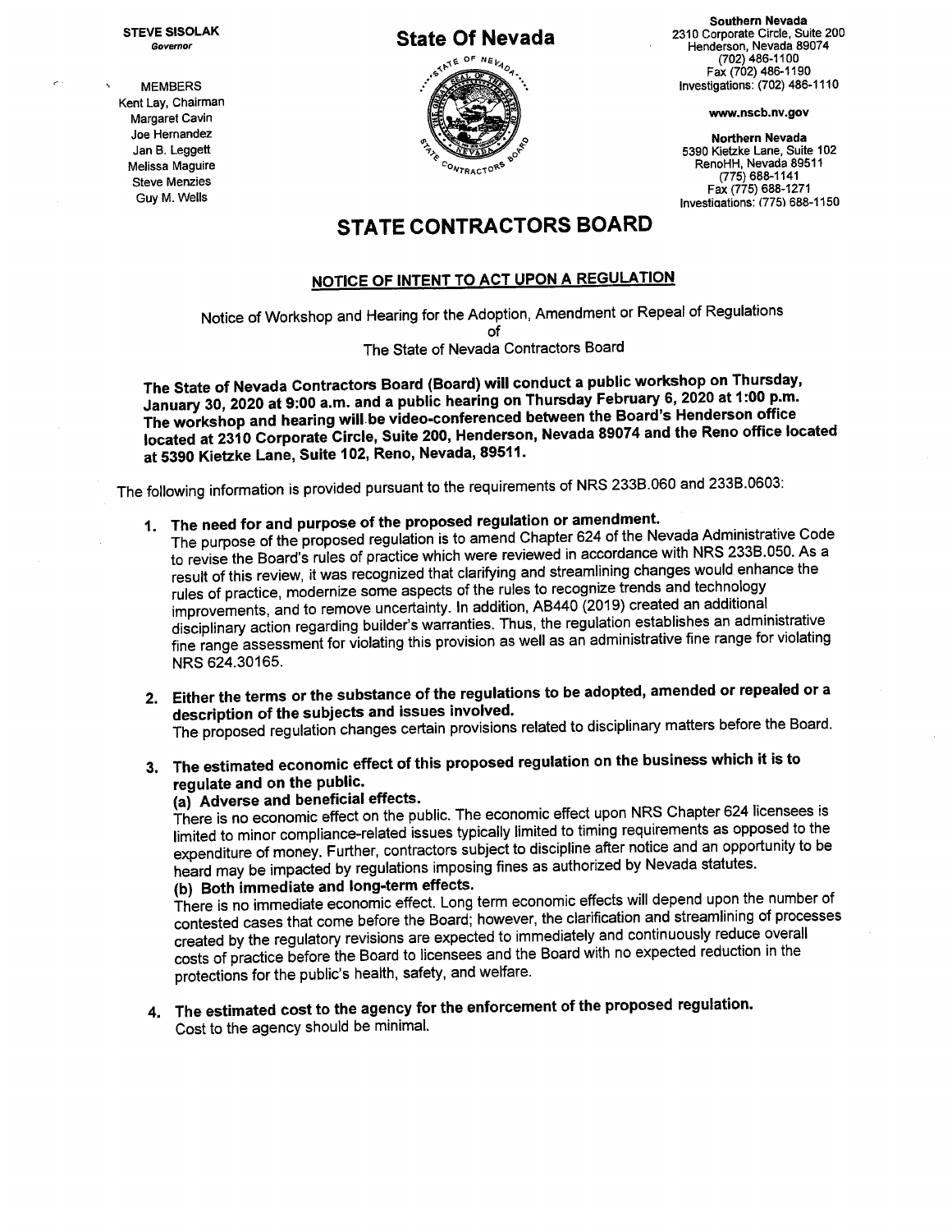**STEVE SISOLAK**
*Governor*

MEMBERS
Kent Lay, Chairman
Margaret Cavin
Joe Hernandez
Jan B. Leggett
Melissa Maguire
Steve Menzies
Guy M. Wells

**State Of Nevada**

**Southern Nevada**
2310 Corporate Circle, Suite 200
Henderson, Nevada 89074
(702) 486-1100
Fax (702) 486-1190
Investigations: (702) 486-1110

**www.nscb.nv.gov**

**Northern Nevada**
5390 Kietzke Lane, Suite 102
RenoHH, Nevada 89511
(775) 688-1141
Fax (775) 688-1271
Investigations: (775) 688-1150

# STATE CONTRACTORS BOARD

## NOTICE OF INTENT TO ACT UPON A REGULATION

Notice of Workshop and Hearing for the Adoption, Amendment or Repeal of Regulations
of
The State of Nevada Contractors Board

**The State of Nevada Contractors Board (Board) will conduct a public workshop on Thursday, January 30, 2020 at 9:00 a.m. and a public hearing on Thursday February 6, 2020 at 1:00 p.m. The workshop and hearing will be video-conferenced between the Board's Henderson office located at 2310 Corporate Circle, Suite 200, Henderson, Nevada 89074 and the Reno office located at 5390 Kietzke Lane, Suite 102, Reno, Nevada, 89511.**

The following information is provided pursuant to the requirements of NRS 233B.060 and 233B.0603:

1. **The need for and purpose of the proposed regulation or amendment.**
   The purpose of the proposed regulation is to amend Chapter 624 of the Nevada Administrative Code to revise the Board's rules of practice which were reviewed in accordance with NRS 233B.050. As a result of this review, it was recognized that clarifying and streamlining changes would enhance the rules of practice, modernize some aspects of the rules to recognize trends and technology improvements, and to remove uncertainty. In addition, AB440 (2019) created an additional disciplinary action regarding builder's warranties. Thus, the regulation establishes an administrative fine range assessment for violating this provision as well as an administrative fine range for violating NRS 624.30165.

2. **Either the terms or the substance of the regulations to be adopted, amended or repealed or a description of the subjects and issues involved.**
   The proposed regulation changes certain provisions related to disciplinary matters before the Board.

3. **The estimated economic effect of this proposed regulation on the business which it is to regulate and on the public.**
   **(a) Adverse and beneficial effects.**
   There is no economic effect on the public. The economic effect upon NRS Chapter 624 licensees is limited to minor compliance-related issues typically limited to timing requirements as opposed to the expenditure of money. Further, contractors subject to discipline after notice and an opportunity to be heard may be impacted by regulations imposing fines as authorized by Nevada statutes.
   **(b) Both immediate and long-term effects.**
   There is no immediate economic effect. Long term economic effects will depend upon the number of contested cases that come before the Board; however, the clarification and streamlining of processes created by the regulatory revisions are expected to immediately and continuously reduce overall costs of practice before the Board to licensees and the Board with no expected reduction in the protections for the public's health, safety, and welfare.

4. **The estimated cost to the agency for the enforcement of the proposed regulation.**
   Cost to the agency should be minimal.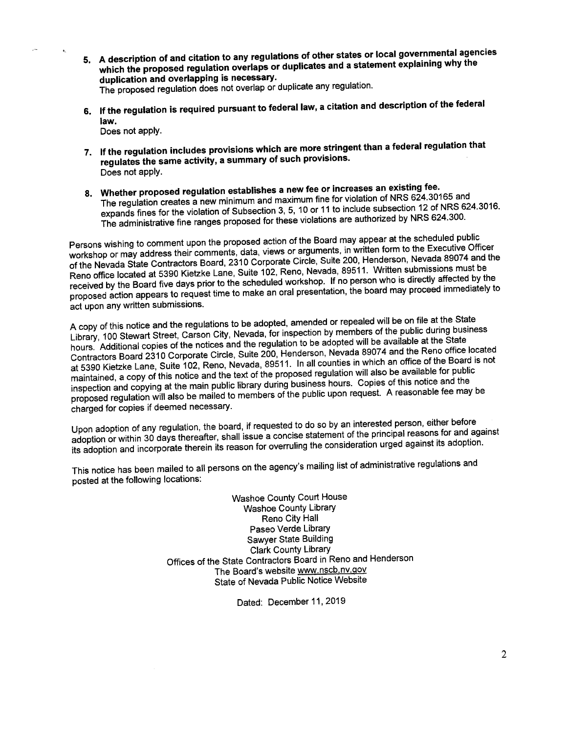5. **A description of and citation to any regulations of other states or local governmental agencies which the proposed regulation overlaps or duplicates and a statement explaining why the duplication and overlapping is necessary.**
   The proposed regulation does not overlap or duplicate any regulation.

6. **If the regulation is required pursuant to federal law, a citation and description of the federal law.**
   Does not apply.

7. **If the regulation includes provisions which are more stringent than a federal regulation that regulates the same activity, a summary of such provisions.**
   Does not apply.

8. **Whether proposed regulation establishes a new fee or increases an existing fee.**
   The regulation creates a new minimum and maximum fine for violation of NRS 624.30165 and expands fines for the violation of Subsection 3, 5, 10 or 11 to include subsection 12 of NRS 624.3016. The administrative fine ranges proposed for these violations are authorized by NRS 624.300.

Persons wishing to comment upon the proposed action of the Board may appear at the scheduled public workshop or may address their comments, data, views or arguments, in written form to the Executive Officer of the Nevada State Contractors Board, 2310 Corporate Circle, Suite 200, Henderson, Nevada 89074 and the Reno office located at 5390 Kietzke Lane, Suite 102, Reno, Nevada, 89511. Written submissions must be received by the Board five days prior to the scheduled workshop. If no person who is directly affected by the proposed action appears to request time to make an oral presentation, the board may proceed immediately to act upon any written submissions.

A copy of this notice and the regulations to be adopted, amended or repealed will be on file at the State Library, 100 Stewart Street, Carson City, Nevada, for inspection by members of the public during business hours. Additional copies of the notices and the regulation to be adopted will be available at the State Contractors Board 2310 Corporate Circle, Suite 200, Henderson, Nevada 89074 and the Reno office located at 5390 Kietzke Lane, Suite 102, Reno, Nevada, 89511. In all counties in which an office of the Board is not maintained, a copy of this notice and the text of the proposed regulation will also be available for public inspection and copying at the main public library during business hours. Copies of this notice and the proposed regulation will also be mailed to members of the public upon request. A reasonable fee may be charged for copies if deemed necessary.

Upon adoption of any regulation, the board, if requested to do so by an interested person, either before adoption or within 30 days thereafter, shall issue a concise statement of the principal reasons for and against its adoption and incorporate therein its reason for overruling the consideration urged against its adoption.

This notice has been mailed to all persons on the agency's mailing list of administrative regulations and posted at the following locations:

Washoe County Court House
Washoe County Library
Reno City Hall
Paseo Verde Library
Sawyer State Building
Clark County Library
Offices of the State Contractors Board in Reno and Henderson
The Board's website www.nscb.nv.gov
State of Nevada Public Notice Website

Dated: December 11, 2019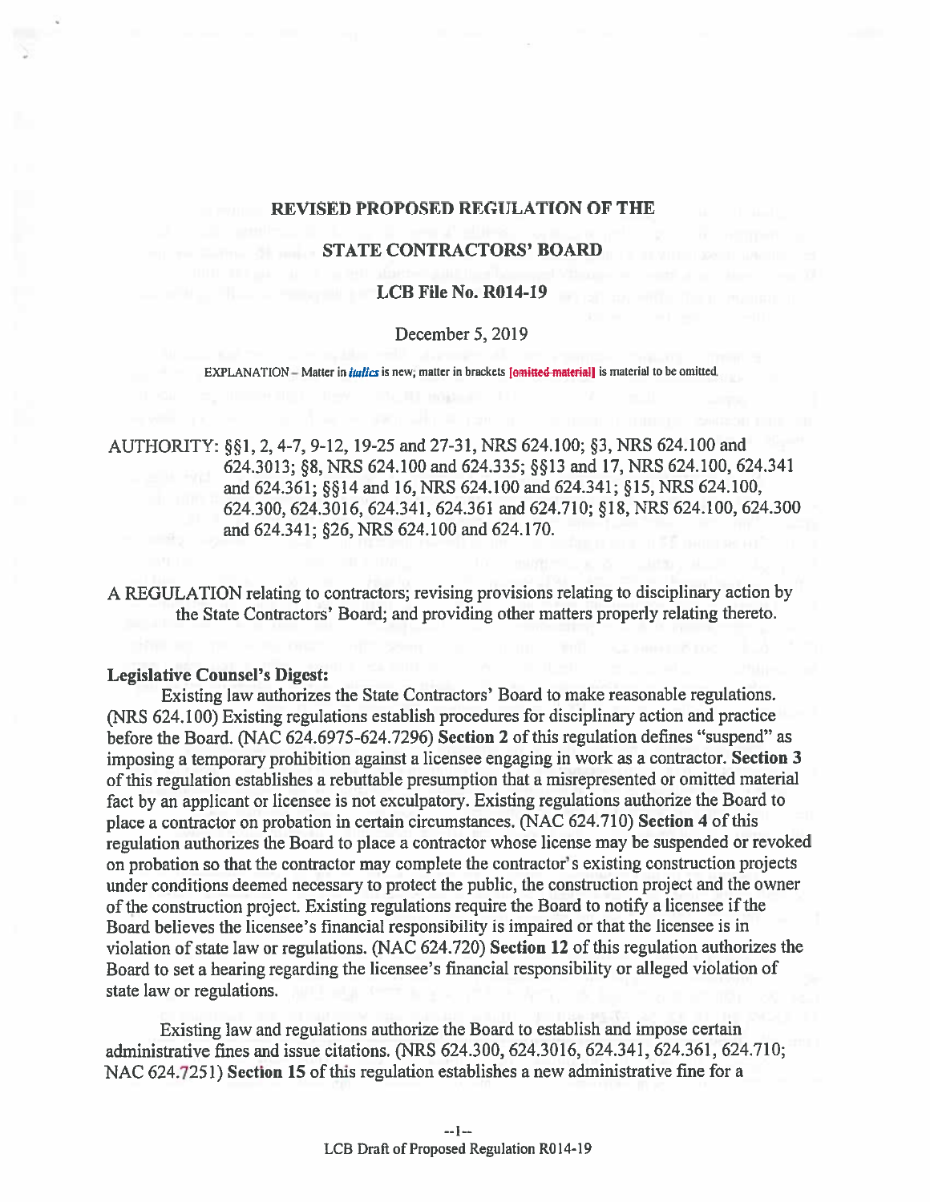**REVISED PROPOSED REGULATION OF THE**

**STATE CONTRACTORS' BOARD**

**LCB File No. R014-19**

December 5, 2019

EXPLANATION – Matter in *italics* is new; matter in brackets [omitted material] is material to be omitted.

AUTHORITY: §§1, 2, 4-7, 9-12, 19-25 and 27-31, NRS 624.100; §3, NRS 624.100 and 624.3013; §8, NRS 624.100 and 624.335; §§13 and 17, NRS 624.100, 624.341 and 624.361; §§14 and 16, NRS 624.100 and 624.341; §15, NRS 624.100, 624.300, 624.3016, 624.341, 624.361 and 624.710; §18, NRS 624.100, 624.300 and 624.341; §26, NRS 624.100 and 624.170.

A REGULATION relating to contractors; revising provisions relating to disciplinary action by the State Contractors' Board; and providing other matters properly relating thereto.

**Legislative Counsel's Digest:**

Existing law authorizes the State Contractors' Board to make reasonable regulations. (NRS 624.100) Existing regulations establish procedures for disciplinary action and practice before the Board. (NAC 624.6975-624.7296) **Section 2** of this regulation defines "suspend" as imposing a temporary prohibition against a licensee engaging in work as a contractor. **Section 3** of this regulation establishes a rebuttable presumption that a misrepresented or omitted material fact by an applicant or licensee is not exculpatory. Existing regulations authorize the Board to place a contractor on probation in certain circumstances. (NAC 624.710) **Section 4** of this regulation authorizes the Board to place a contractor whose license may be suspended or revoked on probation so that the contractor may complete the contractor's existing construction projects under conditions deemed necessary to protect the public, the construction project and the owner of the construction project. Existing regulations require the Board to notify a licensee if the Board believes the licensee's financial responsibility is impaired or that the licensee is in violation of state law or regulations. (NAC 624.720) **Section 12** of this regulation authorizes the Board to set a hearing regarding the licensee's financial responsibility or alleged violation of state law or regulations.

Existing law and regulations authorize the Board to establish and impose certain administrative fines and issue citations. (NRS 624.300, 624.3016, 624.341, 624.361, 624.710; NAC 624.7251) **Section 15** of this regulation establishes a new administrative fine for a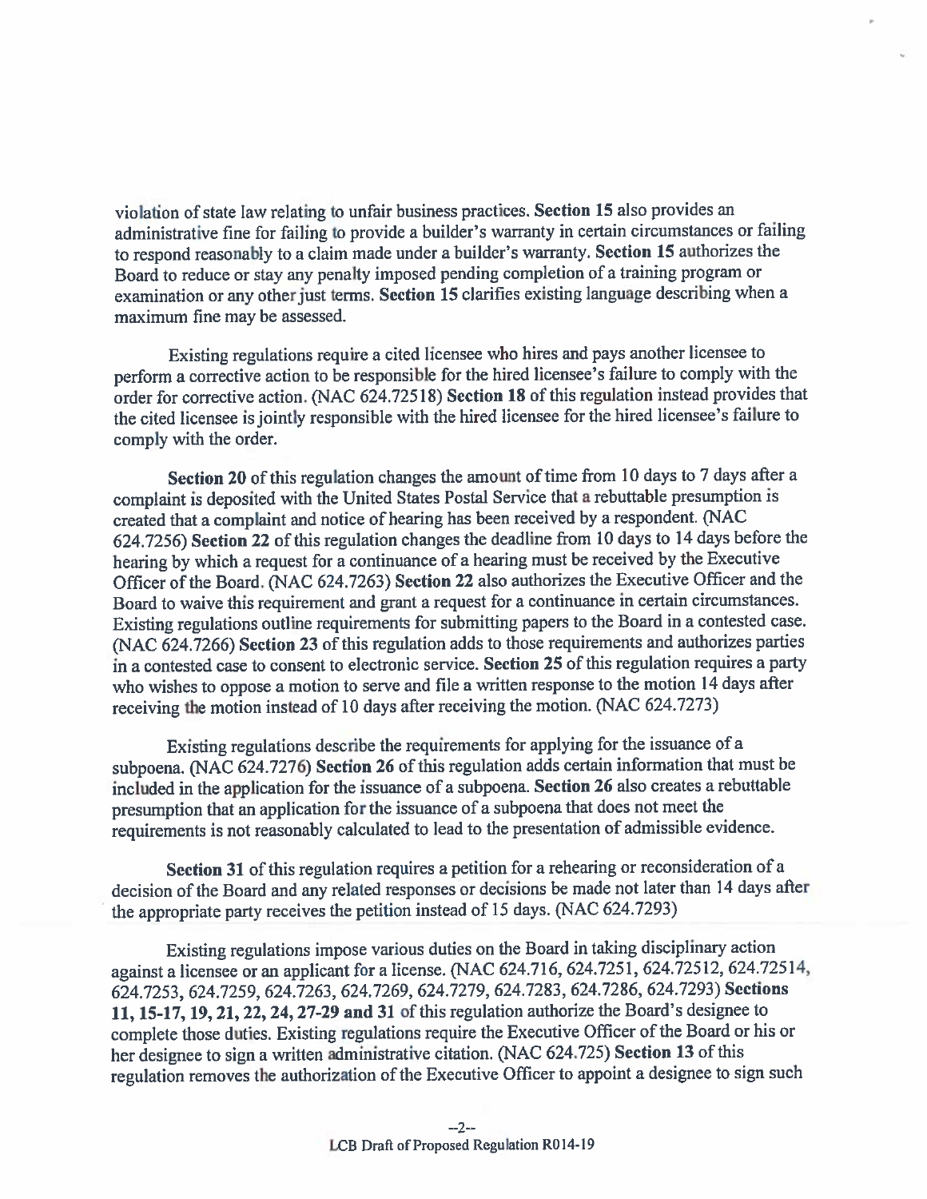violation of state law relating to unfair business practices. **Section 15** also provides an administrative fine for failing to provide a builder's warranty in certain circumstances or failing to respond reasonably to a claim made under a builder's warranty. **Section 15** authorizes the Board to reduce or stay any penalty imposed pending completion of a training program or examination or any other just terms. **Section 15** clarifies existing language describing when a maximum fine may be assessed.

Existing regulations require a cited licensee who hires and pays another licensee to perform a corrective action to be responsible for the hired licensee's failure to comply with the order for corrective action. (NAC 624.72518) **Section 18** of this regulation instead provides that the cited licensee is jointly responsible with the hired licensee for the hired licensee's failure to comply with the order.

**Section 20** of this regulation changes the amount of time from 10 days to 7 days after a complaint is deposited with the United States Postal Service that a rebuttable presumption is created that a complaint and notice of hearing has been received by a respondent. (NAC 624.7256) **Section 22** of this regulation changes the deadline from 10 days to 14 days before the hearing by which a request for a continuance of a hearing must be received by the Executive Officer of the Board. (NAC 624.7263) **Section 22** also authorizes the Executive Officer and the Board to waive this requirement and grant a request for a continuance in certain circumstances. Existing regulations outline requirements for submitting papers to the Board in a contested case. (NAC 624.7266) **Section 23** of this regulation adds to those requirements and authorizes parties in a contested case to consent to electronic service. **Section 25** of this regulation requires a party who wishes to oppose a motion to serve and file a written response to the motion 14 days after receiving the motion instead of 10 days after receiving the motion. (NAC 624.7273)

Existing regulations describe the requirements for applying for the issuance of a subpoena. (NAC 624.7276) **Section 26** of this regulation adds certain information that must be included in the application for the issuance of a subpoena. **Section 26** also creates a rebuttable presumption that an application for the issuance of a subpoena that does not meet the requirements is not reasonably calculated to lead to the presentation of admissible evidence.

**Section 31** of this regulation requires a petition for a rehearing or reconsideration of a decision of the Board and any related responses or decisions be made not later than 14 days after the appropriate party receives the petition instead of 15 days. (NAC 624.7293)

Existing regulations impose various duties on the Board in taking disciplinary action against a licensee or an applicant for a license. (NAC 624.716, 624.7251, 624.72512, 624.72514, 624.7253, 624.7259, 624.7263, 624.7269, 624.7279, 624.7283, 624.7286, 624.7293) **Sections 11, 15-17, 19, 21, 22, 24, 27-29 and 31** of this regulation authorize the Board's designee to complete those duties. Existing regulations require the Executive Officer of the Board or his or her designee to sign a written administrative citation. (NAC 624.725) **Section 13** of this regulation removes the authorization of the Executive Officer to appoint a designee to sign such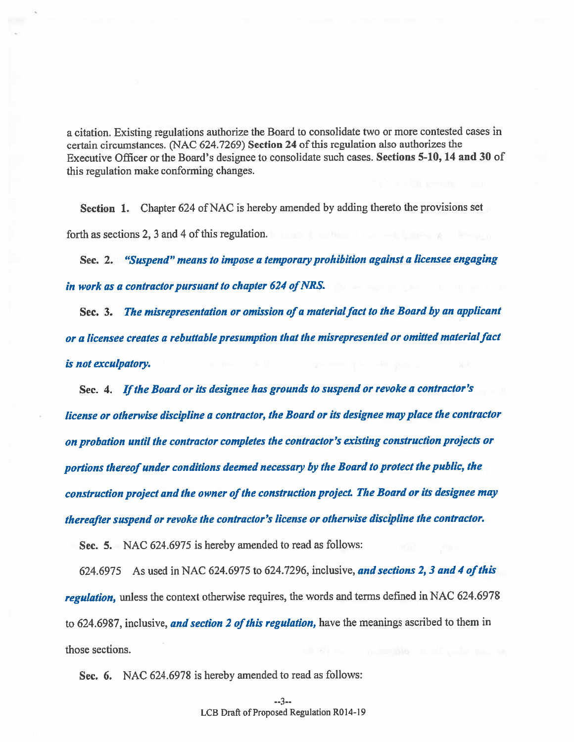a citation. Existing regulations authorize the Board to consolidate two or more contested cases in certain circumstances. (NAC 624.7269) **Section 24** of this regulation also authorizes the Executive Officer or the Board's designee to consolidate such cases. **Sections 5-10, 14 and 30** of this regulation make conforming changes.

**Section 1.** Chapter 624 of NAC is hereby amended by adding thereto the provisions set forth as sections 2, 3 and 4 of this regulation.

**Sec. 2.** ***"Suspend" means to impose a temporary prohibition against a licensee engaging in work as a contractor pursuant to chapter 624 of NRS.***

**Sec. 3.** ***The misrepresentation or omission of a material fact to the Board by an applicant or a licensee creates a rebuttable presumption that the misrepresented or omitted material fact is not exculpatory.***

**Sec. 4.** ***If the Board or its designee has grounds to suspend or revoke a contractor's license or otherwise discipline a contractor, the Board or its designee may place the contractor on probation until the contractor completes the contractor's existing construction projects or portions thereof under conditions deemed necessary by the Board to protect the public, the construction project and the owner of the construction project. The Board or its designee may thereafter suspend or revoke the contractor's license or otherwise discipline the contractor.***

**Sec. 5.** NAC 624.6975 is hereby amended to read as follows:

624.6975 As used in NAC 624.6975 to 624.7296, inclusive, ***and sections 2, 3 and 4 of this regulation,*** unless the context otherwise requires, the words and terms defined in NAC 624.6978 to 624.6987, inclusive, ***and section 2 of this regulation,*** have the meanings ascribed to them in those sections.

**Sec. 6.** NAC 624.6978 is hereby amended to read as follows: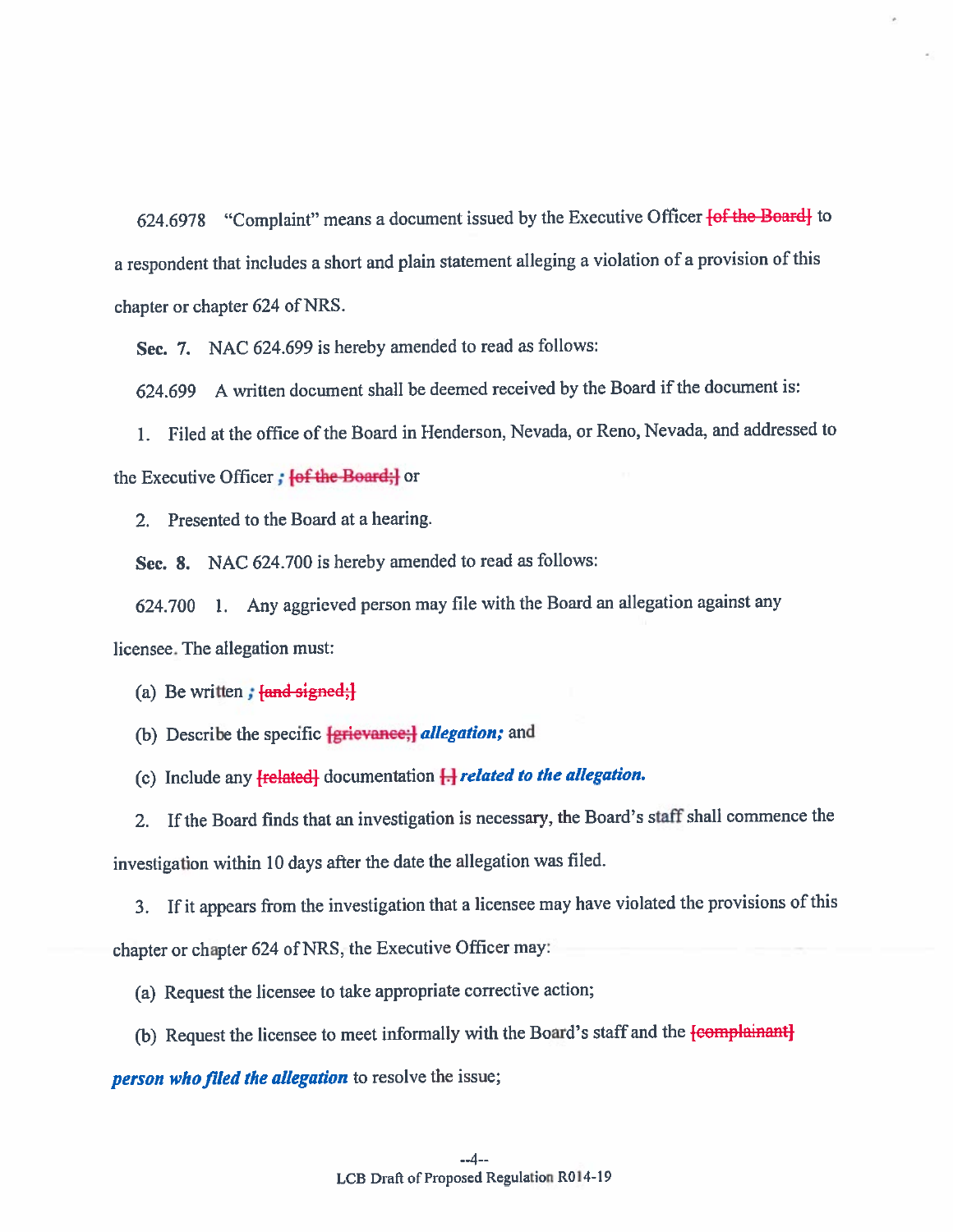624.6978 "Complaint" means a document issued by the Executive Officer [of the Board] to a respondent that includes a short and plain statement alleging a violation of a provision of this chapter or chapter 624 of NRS.

**Sec. 7.** NAC 624.699 is hereby amended to read as follows:

624.699 A written document shall be deemed received by the Board if the document is:

1. Filed at the office of the Board in Henderson, Nevada, or Reno, Nevada, and addressed to the Executive Officer ***;*** [of the Board;] or

2. Presented to the Board at a hearing.

**Sec. 8.** NAC 624.700 is hereby amended to read as follows:

624.700 1. Any aggrieved person may file with the Board an allegation against any licensee. The allegation must:

(a) Be written ***;*** [and signed;]

(b) Describe the specific [grievance;] ***allegation;*** and

(c) Include any [related] documentation [.] ***related to the allegation.***

2. If the Board finds that an investigation is necessary, the Board's staff shall commence the investigation within 10 days after the date the allegation was filed.

3. If it appears from the investigation that a licensee may have violated the provisions of this chapter or chapter 624 of NRS, the Executive Officer may:

(a) Request the licensee to take appropriate corrective action;

(b) Request the licensee to meet informally with the Board's staff and the [complainant] ***person who filed the allegation*** to resolve the issue;

LCB Draft of Proposed Regulation R014-19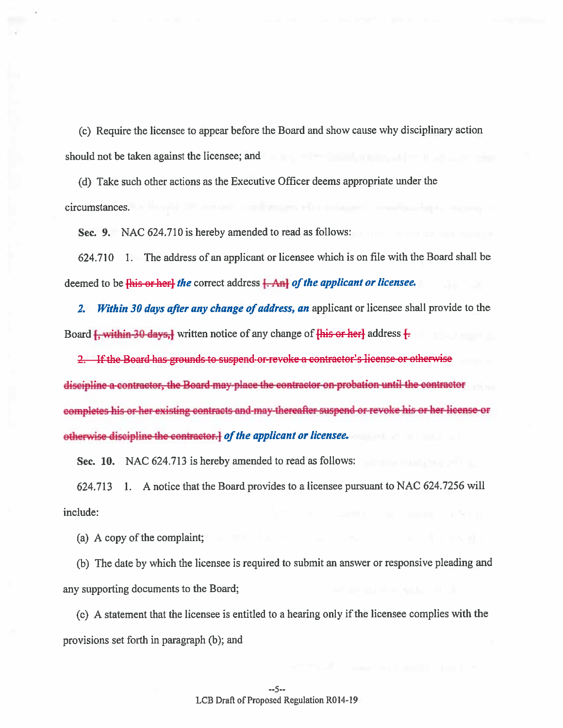(c) Require the licensee to appear before the Board and show cause why disciplinary action should not be taken against the licensee; and

(d) Take such other actions as the Executive Officer deems appropriate under the circumstances.

**Sec. 9.** NAC 624.710 is hereby amended to read as follows:

624.710 1. The address of an applicant or licensee which is on file with the Board shall be deemed to be ~~[his or her]~~ ***the*** correct address ~~[. An]~~ ***of the applicant or licensee.***

***2. Within 30 days after any change of address, an*** applicant or licensee shall provide to the Board ~~[, within 30 days,]~~ written notice of any change of ~~[his or her]~~ address ~~[.~~

~~2. If the Board has grounds to suspend or revoke a contractor's license or otherwise discipline a contractor, the Board may place the contractor on probation until the contractor completes his or her existing contracts and may thereafter suspend or revoke his or her license or otherwise discipline the contractor.]~~ ***of the applicant or licensee.***

**Sec. 10.** NAC 624.713 is hereby amended to read as follows:

624.713 1. A notice that the Board provides to a licensee pursuant to NAC 624.7256 will include:

(a) A copy of the complaint;

(b) The date by which the licensee is required to submit an answer or responsive pleading and any supporting documents to the Board;

(c) A statement that the licensee is entitled to a hearing only if the licensee complies with the provisions set forth in paragraph (b); and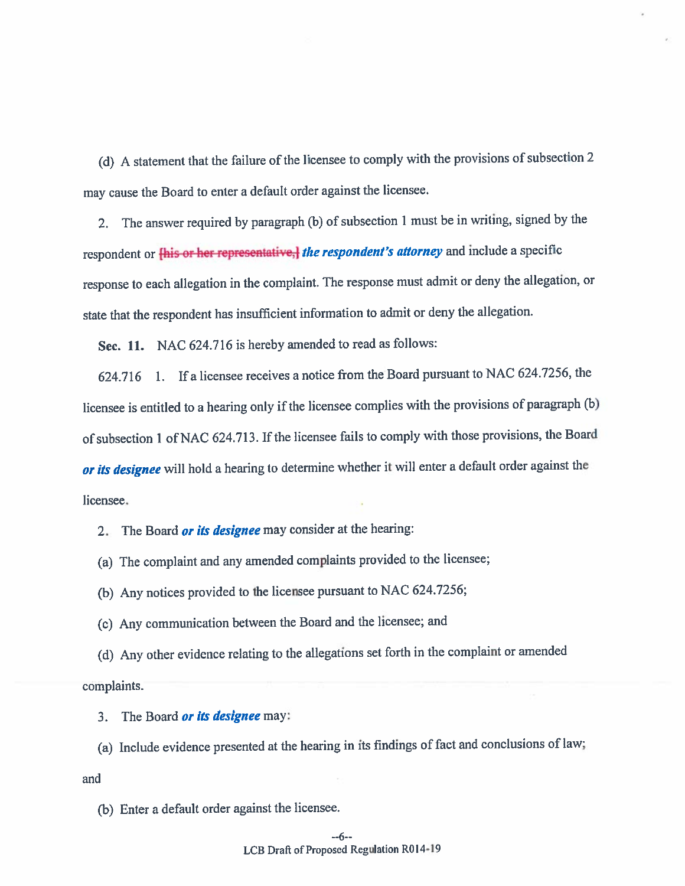(d) A statement that the failure of the licensee to comply with the provisions of subsection 2 may cause the Board to enter a default order against the licensee.

2. The answer required by paragraph (b) of subsection 1 must be in writing, signed by the respondent or ~~[his or her representative,]~~ ***the respondent's attorney*** and include a specific response to each allegation in the complaint. The response must admit or deny the allegation, or state that the respondent has insufficient information to admit or deny the allegation.

**Sec. 11.** NAC 624.716 is hereby amended to read as follows:

624.716 1. If a licensee receives a notice from the Board pursuant to NAC 624.7256, the licensee is entitled to a hearing only if the licensee complies with the provisions of paragraph (b) of subsection 1 of NAC 624.713. If the licensee fails to comply with those provisions, the Board ***or its designee*** will hold a hearing to determine whether it will enter a default order against the licensee.

2. The Board ***or its designee*** may consider at the hearing:

(a) The complaint and any amended complaints provided to the licensee;

(b) Any notices provided to the licensee pursuant to NAC 624.7256;

(c) Any communication between the Board and the licensee; and

(d) Any other evidence relating to the allegations set forth in the complaint or amended complaints.

3. The Board ***or its designee*** may:

(a) Include evidence presented at the hearing in its findings of fact and conclusions of law; and

(b) Enter a default order against the licensee.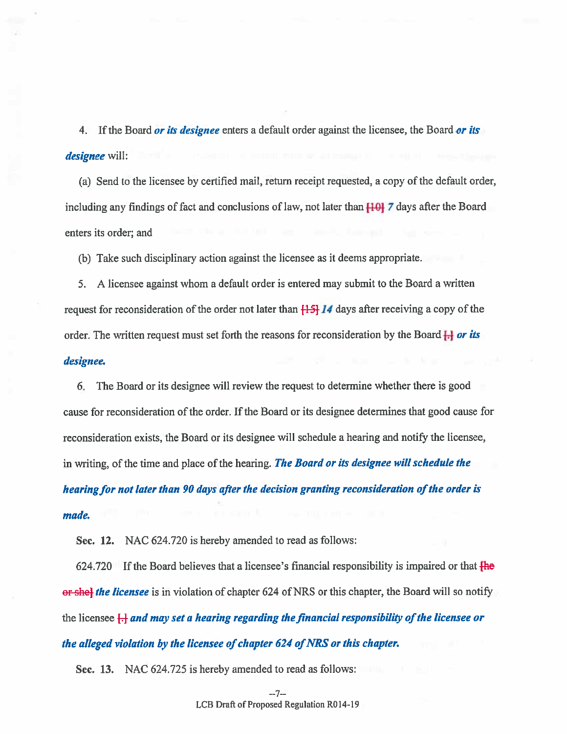4. If the Board ***or its designee*** enters a default order against the licensee, the Board ***or its designee*** will:

(a) Send to the licensee by certified mail, return receipt requested, a copy of the default order, including any findings of fact and conclusions of law, not later than ~~[10]~~ ***7*** days after the Board enters its order; and

(b) Take such disciplinary action against the licensee as it deems appropriate.

5. A licensee against whom a default order is entered may submit to the Board a written request for reconsideration of the order not later than ~~[15]~~ ***14*** days after receiving a copy of the order. The written request must set forth the reasons for reconsideration by the Board ~~[.]~~ ***or its designee.***

6. The Board or its designee will review the request to determine whether there is good cause for reconsideration of the order. If the Board or its designee determines that good cause for reconsideration exists, the Board or its designee will schedule a hearing and notify the licensee, in writing, of the time and place of the hearing. ***The Board or its designee will schedule the hearing for not later than 90 days after the decision granting reconsideration of the order is made.***

**Sec. 12.** NAC 624.720 is hereby amended to read as follows:

624.720 If the Board believes that a licensee's financial responsibility is impaired or that ~~[he or she]~~ ***the licensee*** is in violation of chapter 624 of NRS or this chapter, the Board will so notify the licensee ~~[.]~~ ***and may set a hearing regarding the financial responsibility of the licensee or the alleged violation by the licensee of chapter 624 of NRS or this chapter.***

**Sec. 13.** NAC 624.725 is hereby amended to read as follows:

LCB Draft of Proposed Regulation R014-19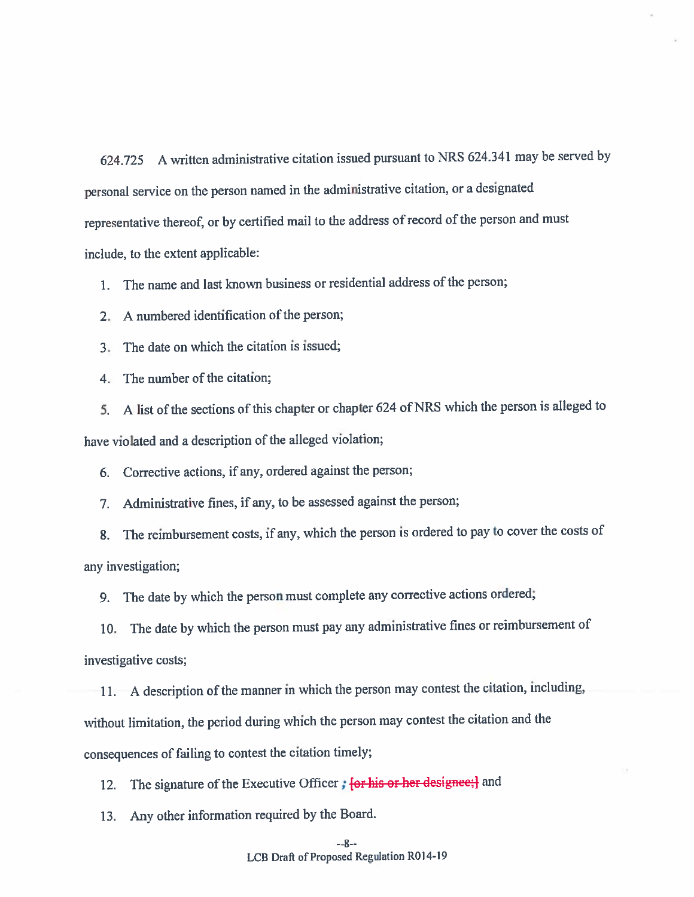624.725 A written administrative citation issued pursuant to NRS 624.341 may be served by personal service on the person named in the administrative citation, or a designated representative thereof, or by certified mail to the address of record of the person and must include, to the extent applicable:

1. The name and last known business or residential address of the person;

2. A numbered identification of the person;

3. The date on which the citation is issued;

4. The number of the citation;

5. A list of the sections of this chapter or chapter 624 of NRS which the person is alleged to have violated and a description of the alleged violation;

6. Corrective actions, if any, ordered against the person;

7. Administrative fines, if any, to be assessed against the person;

8. The reimbursement costs, if any, which the person is ordered to pay to cover the costs of any investigation;

9. The date by which the person must complete any corrective actions ordered;

10. The date by which the person must pay any administrative fines or reimbursement of investigative costs;

11. A description of the manner in which the person may contest the citation, including, without limitation, the period during which the person may contest the citation and the consequences of failing to contest the citation timely;

12. The signature of the Executive Officer ***;*** ~~[or his or her designee;]~~ and

13. Any other information required by the Board.

LCB Draft of Proposed Regulation R014-19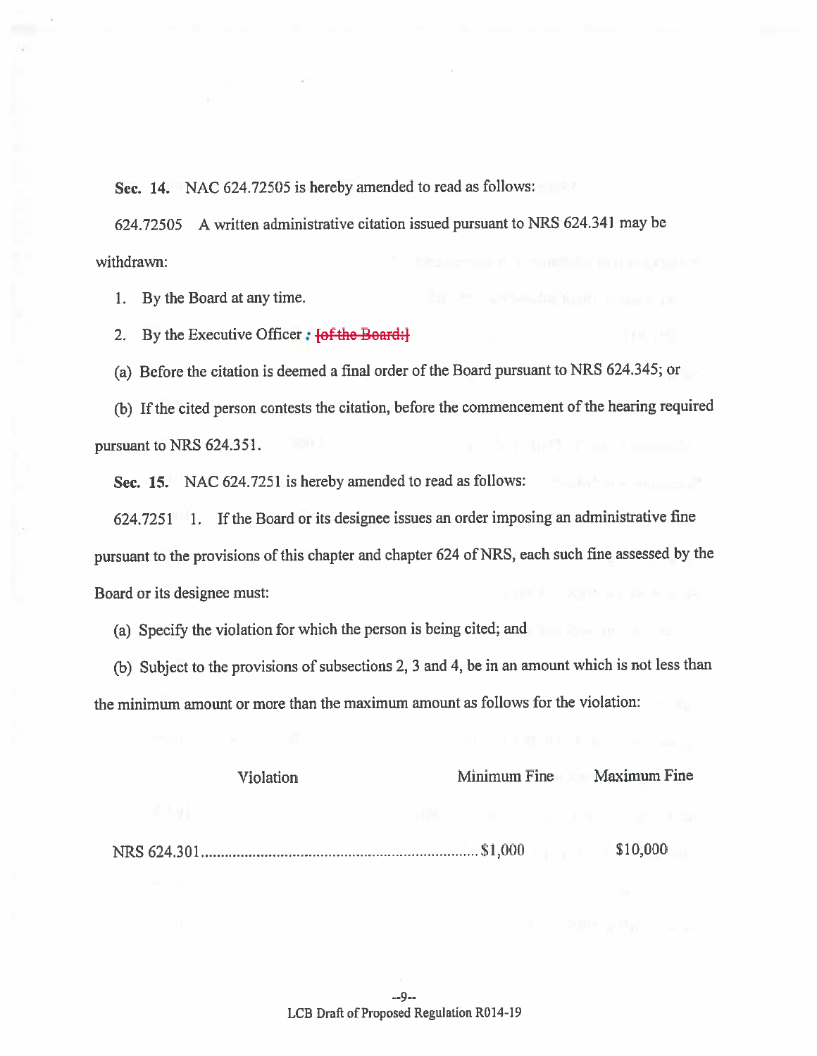**Sec. 14.** NAC 624.72505 is hereby amended to read as follows:

624.72505 A written administrative citation issued pursuant to NRS 624.341 may be withdrawn:

1. By the Board at any time.

2. By the Executive Officer *:* [of the Board:]

(a) Before the citation is deemed a final order of the Board pursuant to NRS 624.345; or

(b) If the cited person contests the citation, before the commencement of the hearing required pursuant to NRS 624.351.

**Sec. 15.** NAC 624.7251 is hereby amended to read as follows:

624.7251 1. If the Board or its designee issues an order imposing an administrative fine pursuant to the provisions of this chapter and chapter 624 of NRS, each such fine assessed by the Board or its designee must:

(a) Specify the violation for which the person is being cited; and

(b) Subject to the provisions of subsections 2, 3 and 4, be in an amount which is not less than the minimum amount or more than the maximum amount as follows for the violation:

| Violation | Minimum Fine | Maximum Fine |
|---|---|---|
| NRS 624.301 | $1,000 | $10,000 |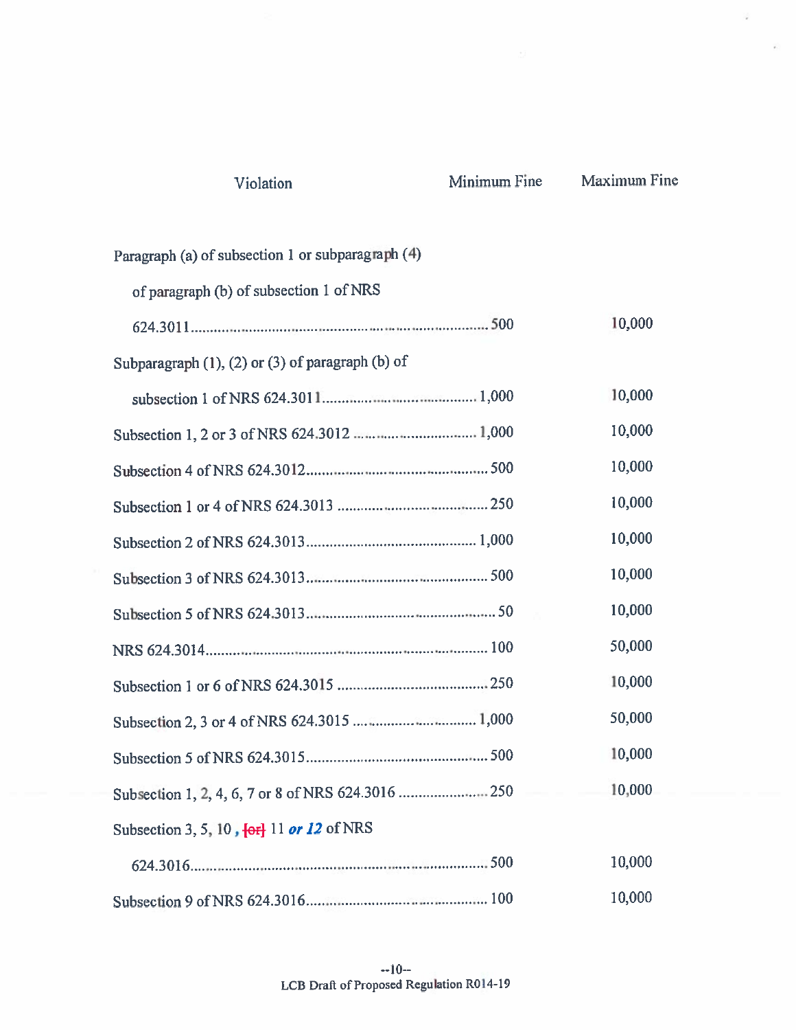| Violation | Minimum Fine | Maximum Fine |
|---|---|---|
| Paragraph (a) of subsection 1 or subparagraph (4) of paragraph (b) of subsection 1 of NRS 624.3011 | 500 | 10,000 |
| Subparagraph (1), (2) or (3) of paragraph (b) of subsection 1 of NRS 624.3011 | 1,000 | 10,000 |
| Subsection 1, 2 or 3 of NRS 624.3012 | 1,000 | 10,000 |
| Subsection 4 of NRS 624.3012 | 500 | 10,000 |
| Subsection 1 or 4 of NRS 624.3013 | 250 | 10,000 |
| Subsection 2 of NRS 624.3013 | 1,000 | 10,000 |
| Subsection 3 of NRS 624.3013 | 500 | 10,000 |
| Subsection 5 of NRS 624.3013 | 50 | 10,000 |
| NRS 624.3014 | 100 | 50,000 |
| Subsection 1 or 6 of NRS 624.3015 | 250 | 10,000 |
| Subsection 2, 3 or 4 of NRS 624.3015 | 1,000 | 50,000 |
| Subsection 5 of NRS 624.3015 | 500 | 10,000 |
| Subsection 1, 2, 4, 6, 7 or 8 of NRS 624.3016 | 250 | 10,000 |
| Subsection 3, 5, 10 *,* [or] 11 ***or 12*** of NRS 624.3016 | 500 | 10,000 |
| Subsection 9 of NRS 624.3016 | 100 | 10,000 |

--10--
LCB Draft of Proposed Regulation R014-19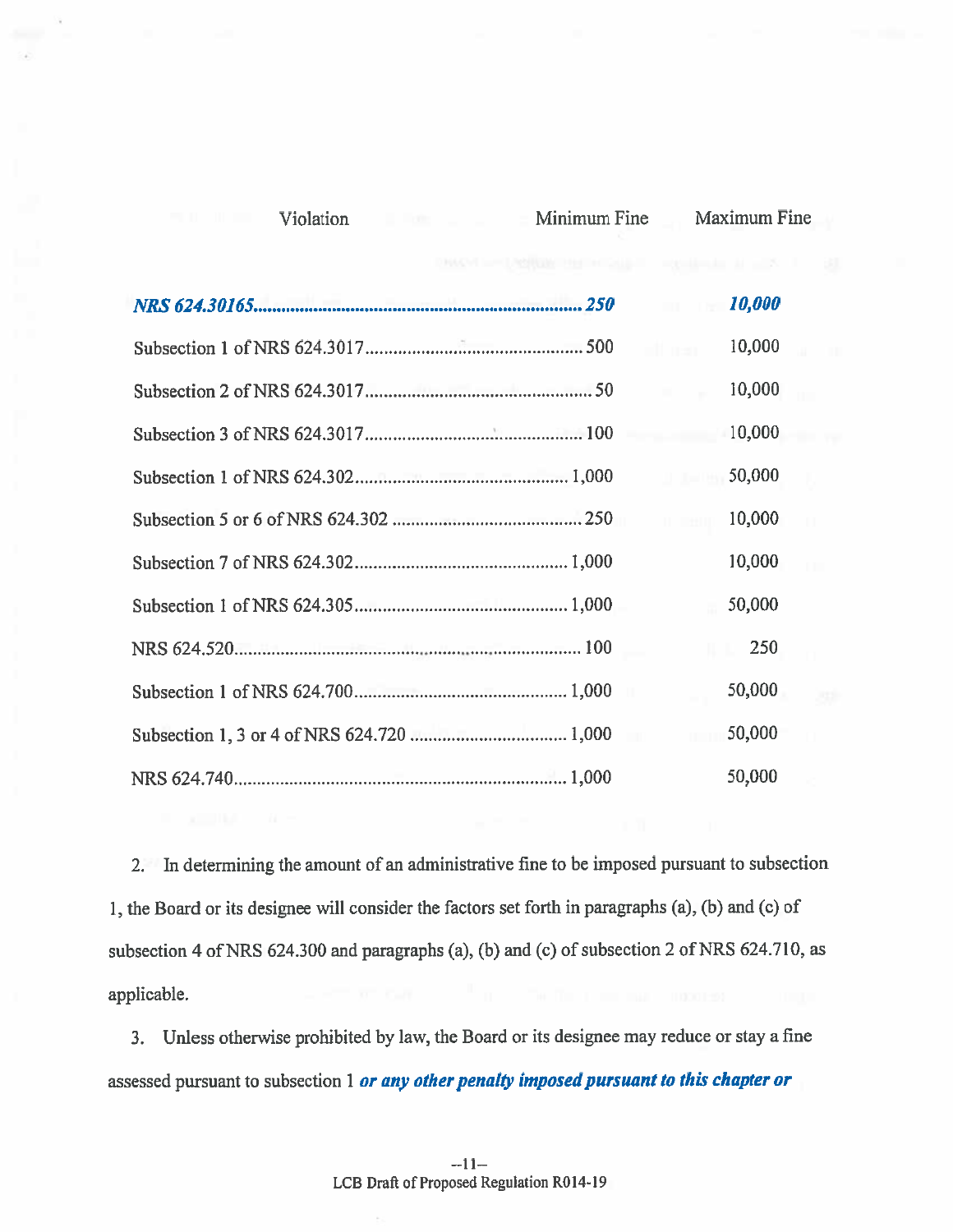| Violation | Minimum Fine | Maximum Fine |
|---|---|---|
| ***NRS 624.30165*** | ***250*** | ***10,000*** |
| Subsection 1 of NRS 624.3017 | 500 | 10,000 |
| Subsection 2 of NRS 624.3017 | 50 | 10,000 |
| Subsection 3 of NRS 624.3017 | 100 | 10,000 |
| Subsection 1 of NRS 624.302 | 1,000 | 50,000 |
| Subsection 5 or 6 of NRS 624.302 | 250 | 10,000 |
| Subsection 7 of NRS 624.302 | 1,000 | 10,000 |
| Subsection 1 of NRS 624.305 | 1,000 | 50,000 |
| NRS 624.520 | 100 | 250 |
| Subsection 1 of NRS 624.700 | 1,000 | 50,000 |
| Subsection 1, 3 or 4 of NRS 624.720 | 1,000 | 50,000 |
| NRS 624.740 | 1,000 | 50,000 |

2. In determining the amount of an administrative fine to be imposed pursuant to subsection 1, the Board or its designee will consider the factors set forth in paragraphs (a), (b) and (c) of subsection 4 of NRS 624.300 and paragraphs (a), (b) and (c) of subsection 2 of NRS 624.710, as applicable.

3. Unless otherwise prohibited by law, the Board or its designee may reduce or stay a fine assessed pursuant to subsection 1 ***or any other penalty imposed pursuant to this chapter or***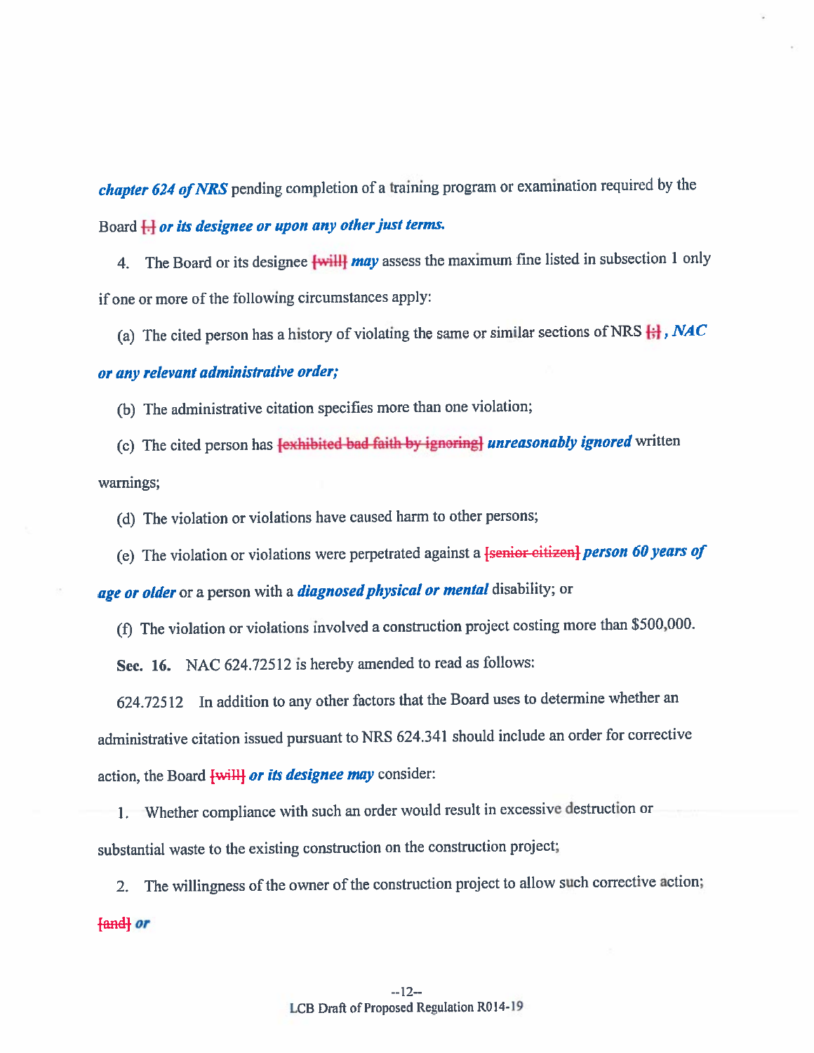***chapter 624 of NRS*** pending completion of a training program or examination required by the Board [.] ***or its designee or upon any other just terms.***

4. The Board or its designee [will] ***may*** assess the maximum fine listed in subsection 1 only if one or more of the following circumstances apply:

(a) The cited person has a history of violating the same or similar sections of NRS [;] ***, NAC or any relevant administrative order;***

(b) The administrative citation specifies more than one violation;

(c) The cited person has [exhibited bad faith by ignoring] ***unreasonably ignored*** written warnings;

(d) The violation or violations have caused harm to other persons;

(e) The violation or violations were perpetrated against a [senior citizen] ***person 60 years of age or older*** or a person with a ***diagnosed physical or mental*** disability; or

(f) The violation or violations involved a construction project costing more than $500,000.

**Sec. 16.** NAC 624.72512 is hereby amended to read as follows:

624.72512 In addition to any other factors that the Board uses to determine whether an administrative citation issued pursuant to NRS 624.341 should include an order for corrective action, the Board [will] ***or its designee may*** consider:

1. Whether compliance with such an order would result in excessive destruction or substantial waste to the existing construction on the construction project;

2. The willingness of the owner of the construction project to allow such corrective action; [and] ***or***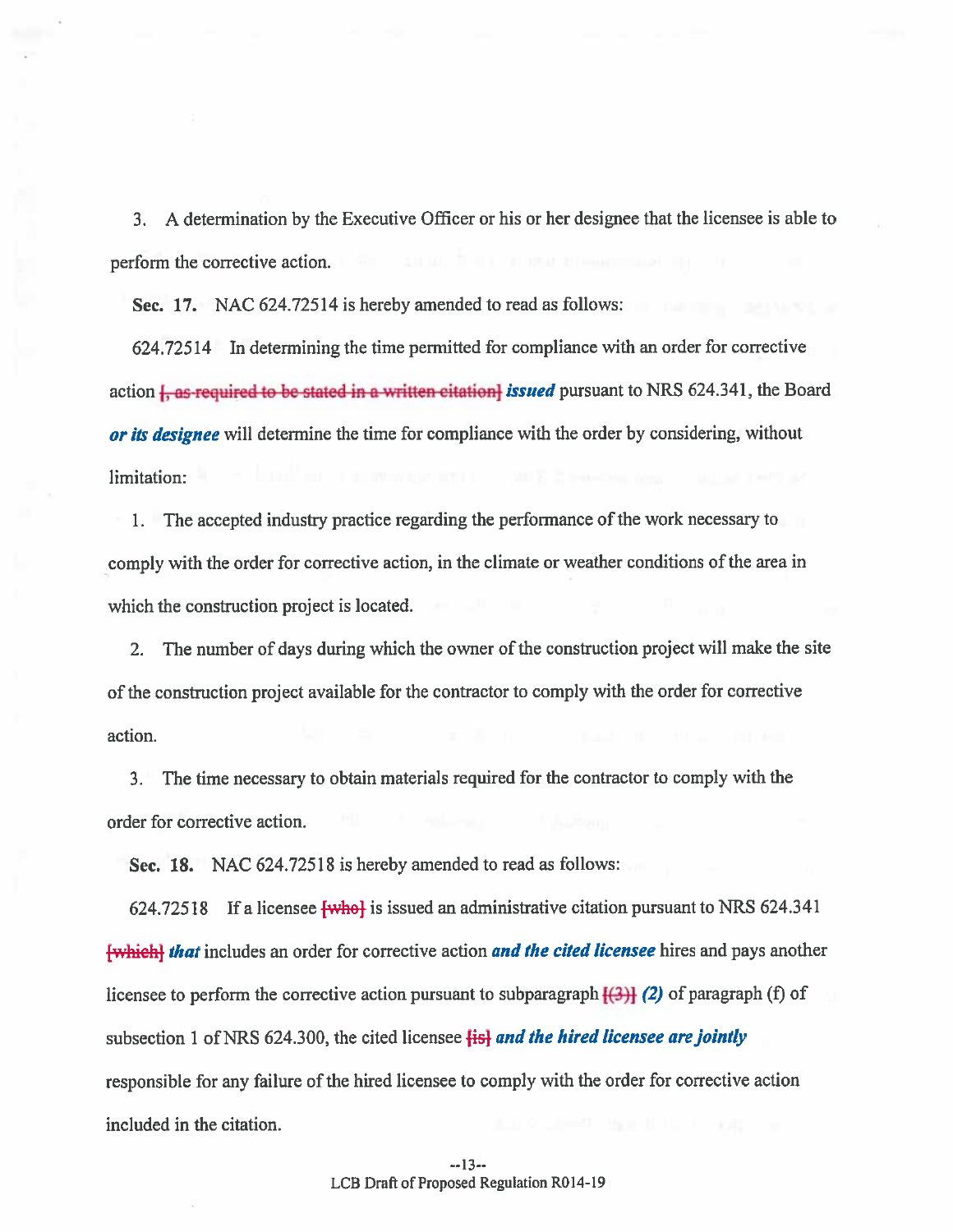3. A determination by the Executive Officer or his or her designee that the licensee is able to perform the corrective action.

**Sec. 17.** NAC 624.72514 is hereby amended to read as follows:

624.72514 In determining the time permitted for compliance with an order for corrective action ~~[, as required to be stated in a written citation]~~ ***issued*** pursuant to NRS 624.341, the Board ***or its designee*** will determine the time for compliance with the order by considering, without limitation:

1. The accepted industry practice regarding the performance of the work necessary to comply with the order for corrective action, in the climate or weather conditions of the area in which the construction project is located.

2. The number of days during which the owner of the construction project will make the site of the construction project available for the contractor to comply with the order for corrective action.

3. The time necessary to obtain materials required for the contractor to comply with the order for corrective action.

**Sec. 18.** NAC 624.72518 is hereby amended to read as follows:

624.72518 If a licensee ~~[who]~~ is issued an administrative citation pursuant to NRS 624.341 ~~[which]~~ ***that*** includes an order for corrective action ***and the cited licensee*** hires and pays another licensee to perform the corrective action pursuant to subparagraph ~~[(3)]~~ ***(2)*** of paragraph (f) of subsection 1 of NRS 624.300, the cited licensee ~~[is]~~ ***and the hired licensee are jointly*** responsible for any failure of the hired licensee to comply with the order for corrective action included in the citation.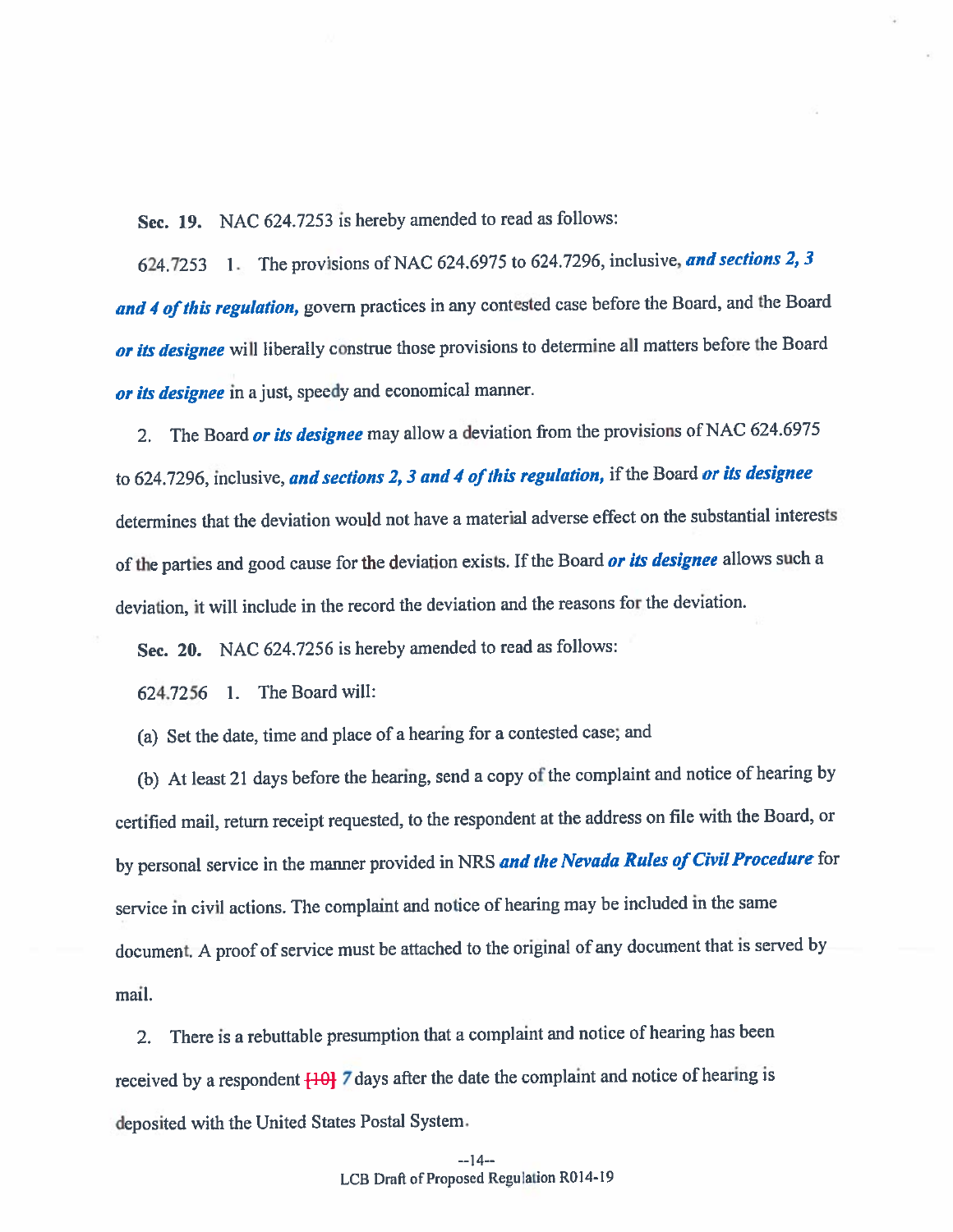**Sec. 19.** NAC 624.7253 is hereby amended to read as follows:

624.7253 1. The provisions of NAC 624.6975 to 624.7296, inclusive, ***and sections 2, 3 and 4 of this regulation,*** govern practices in any contested case before the Board, and the Board ***or its designee*** will liberally construe those provisions to determine all matters before the Board ***or its designee*** in a just, speedy and economical manner.

2. The Board ***or its designee*** may allow a deviation from the provisions of NAC 624.6975 to 624.7296, inclusive, ***and sections 2, 3 and 4 of this regulation,*** if the Board ***or its designee*** determines that the deviation would not have a material adverse effect on the substantial interests of the parties and good cause for the deviation exists. If the Board ***or its designee*** allows such a deviation, it will include in the record the deviation and the reasons for the deviation.

**Sec. 20.** NAC 624.7256 is hereby amended to read as follows:

624.7256 1. The Board will:

(a) Set the date, time and place of a hearing for a contested case; and

(b) At least 21 days before the hearing, send a copy of the complaint and notice of hearing by certified mail, return receipt requested, to the respondent at the address on file with the Board, or by personal service in the manner provided in NRS ***and the Nevada Rules of Civil Procedure*** for service in civil actions. The complaint and notice of hearing may be included in the same document. A proof of service must be attached to the original of any document that is served by mail.

2. There is a rebuttable presumption that a complaint and notice of hearing has been received by a respondent [10] ***7*** days after the date the complaint and notice of hearing is deposited with the United States Postal System.

--14--
LCB Draft of Proposed Regulation R014-19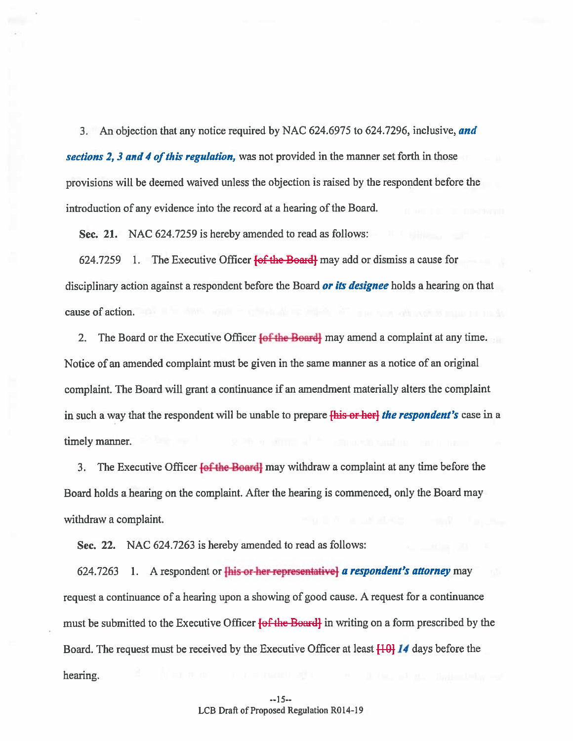3. An objection that any notice required by NAC 624.6975 to 624.7296, inclusive, ***and sections 2, 3 and 4 of this regulation,*** was not provided in the manner set forth in those provisions will be deemed waived unless the objection is raised by the respondent before the introduction of any evidence into the record at a hearing of the Board.

**Sec. 21.** NAC 624.7259 is hereby amended to read as follows:

624.7259 1. The Executive Officer ~~[of the Board]~~ may add or dismiss a cause for disciplinary action against a respondent before the Board ***or its designee*** holds a hearing on that cause of action.

2. The Board or the Executive Officer ~~[of the Board]~~ may amend a complaint at any time. Notice of an amended complaint must be given in the same manner as a notice of an original complaint. The Board will grant a continuance if an amendment materially alters the complaint in such a way that the respondent will be unable to prepare ~~[his or her]~~ ***the respondent's*** case in a timely manner.

3. The Executive Officer ~~[of the Board]~~ may withdraw a complaint at any time before the Board holds a hearing on the complaint. After the hearing is commenced, only the Board may withdraw a complaint.

**Sec. 22.** NAC 624.7263 is hereby amended to read as follows:

624.7263 1. A respondent or ~~[his or her representative]~~ ***a respondent's attorney*** may request a continuance of a hearing upon a showing of good cause. A request for a continuance must be submitted to the Executive Officer ~~[of the Board]~~ in writing on a form prescribed by the Board. The request must be received by the Executive Officer at least ~~[10]~~ ***14*** days before the hearing.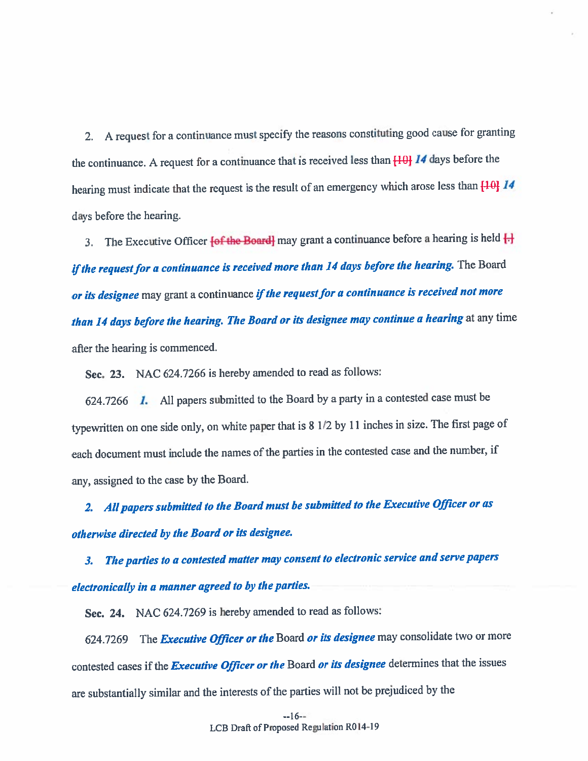2. A request for a continuance must specify the reasons constituting good cause for granting the continuance. A request for a continuance that is received less than [10] *14* days before the hearing must indicate that the request is the result of an emergency which arose less than [10] *14* days before the hearing.

3. The Executive Officer [of the Board] may grant a continuance before a hearing is held [.] ***if the request for a continuance is received more than 14 days before the hearing.*** The Board ***or its designee*** may grant a continuance ***if the request for a continuance is received not more than 14 days before the hearing. The Board or its designee may continue a hearing*** at any time after the hearing is commenced.

**Sec. 23.** NAC 624.7266 is hereby amended to read as follows:

624.7266 ***1.*** All papers submitted to the Board by a party in a contested case must be typewritten on one side only, on white paper that is 8 1/2 by 11 inches in size. The first page of each document must include the names of the parties in the contested case and the number, if any, assigned to the case by the Board.

***2. All papers submitted to the Board must be submitted to the Executive Officer or as otherwise directed by the Board or its designee.***

***3. The parties to a contested matter may consent to electronic service and serve papers electronically in a manner agreed to by the parties.***

**Sec. 24.** NAC 624.7269 is hereby amended to read as follows:

624.7269 The ***Executive Officer or the*** Board ***or its designee*** may consolidate two or more contested cases if the ***Executive Officer or the*** Board ***or its designee*** determines that the issues are substantially similar and the interests of the parties will not be prejudiced by the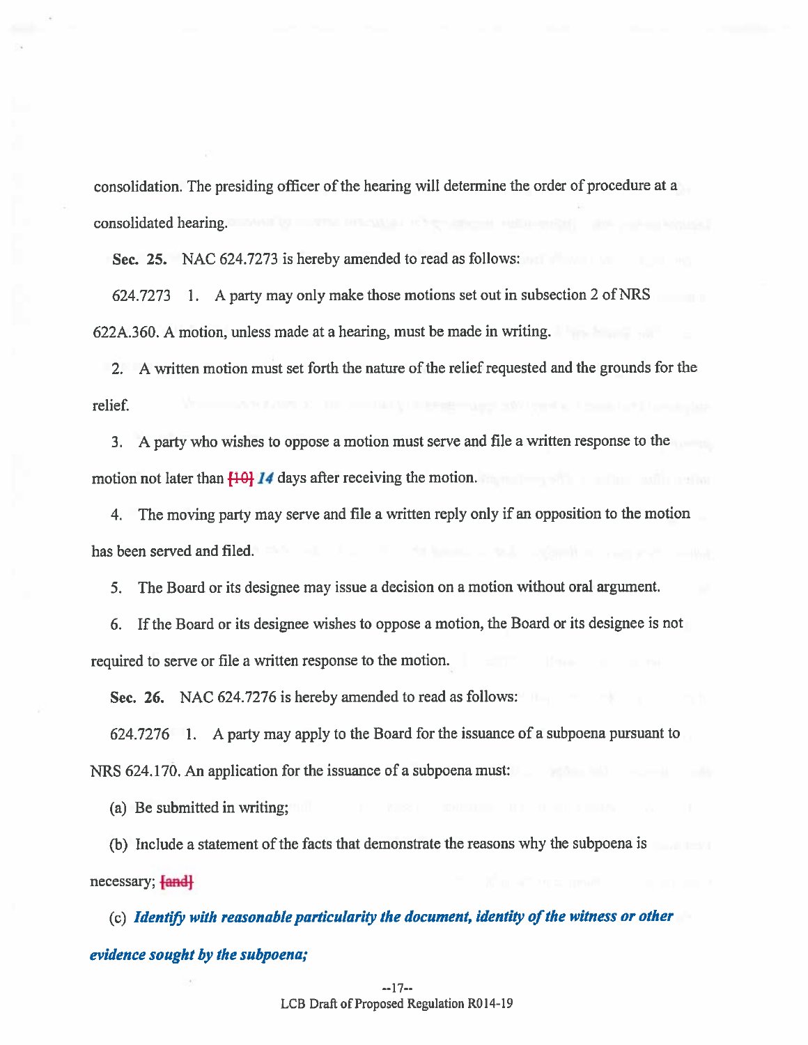consolidation. The presiding officer of the hearing will determine the order of procedure at a consolidated hearing.

**Sec. 25.** NAC 624.7273 is hereby amended to read as follows:

624.7273 1. A party may only make those motions set out in subsection 2 of NRS 622A.360. A motion, unless made at a hearing, must be made in writing.

2. A written motion must set forth the nature of the relief requested and the grounds for the relief.

3. A party who wishes to oppose a motion must serve and file a written response to the motion not later than [10] ***14*** days after receiving the motion.

4. The moving party may serve and file a written reply only if an opposition to the motion has been served and filed.

5. The Board or its designee may issue a decision on a motion without oral argument.

6. If the Board or its designee wishes to oppose a motion, the Board or its designee is not required to serve or file a written response to the motion.

**Sec. 26.** NAC 624.7276 is hereby amended to read as follows:

624.7276 1. A party may apply to the Board for the issuance of a subpoena pursuant to NRS 624.170. An application for the issuance of a subpoena must:

(a) Be submitted in writing;

(b) Include a statement of the facts that demonstrate the reasons why the subpoena is necessary; [and]

(c) ***Identify with reasonable particularity the document, identity of the witness or other evidence sought by the subpoena;***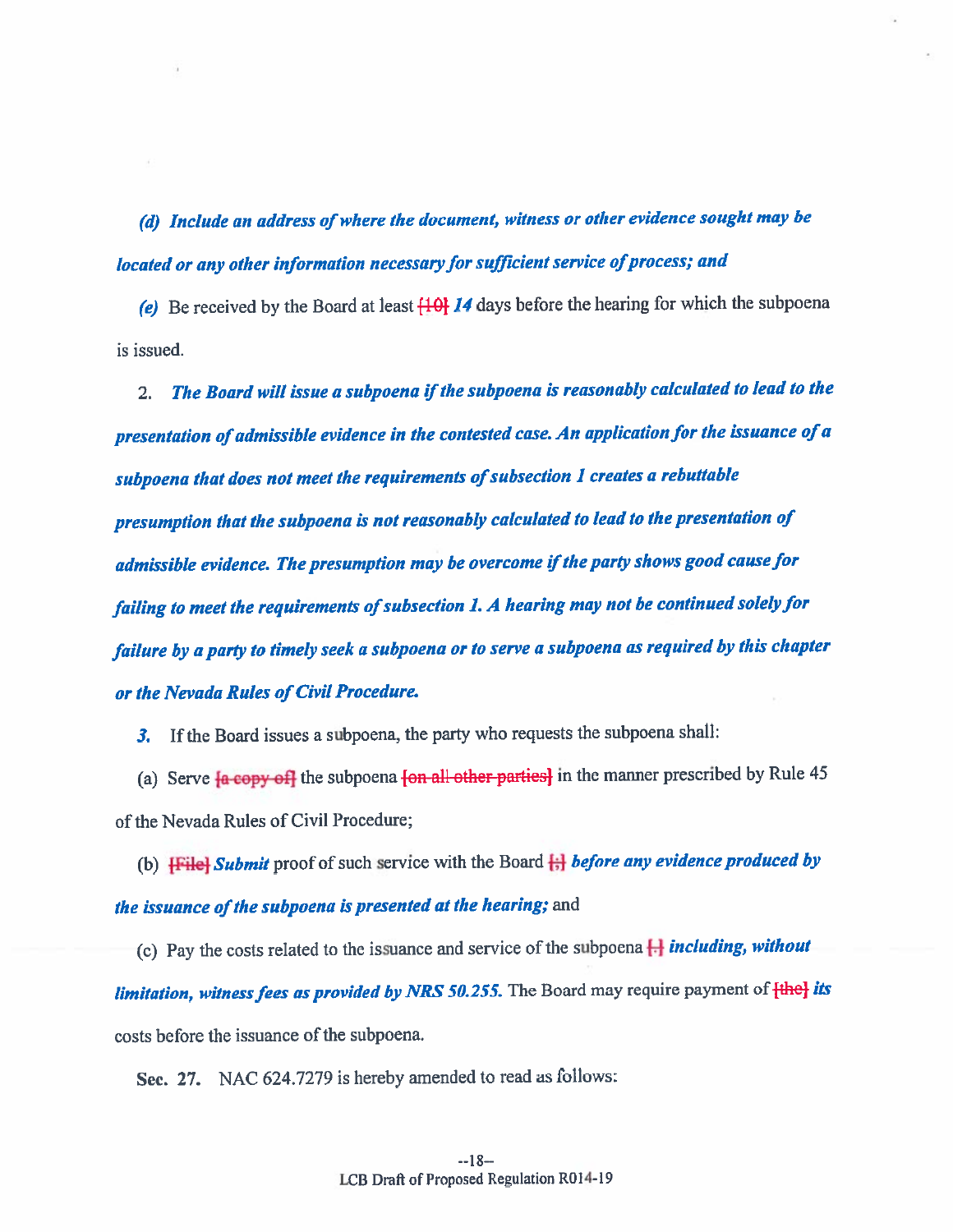*(d) Include an address of where the document, witness or other evidence sought may be located or any other information necessary for sufficient service of process; and*

*(e)* Be received by the Board at least [10] *14* days before the hearing for which the subpoena is issued.

2. *The Board will issue a subpoena if the subpoena is reasonably calculated to lead to the presentation of admissible evidence in the contested case. An application for the issuance of a subpoena that does not meet the requirements of subsection 1 creates a rebuttable presumption that the subpoena is not reasonably calculated to lead to the presentation of admissible evidence. The presumption may be overcome if the party shows good cause for failing to meet the requirements of subsection 1. A hearing may not be continued solely for failure by a party to timely seek a subpoena or to serve a subpoena as required by this chapter or the Nevada Rules of Civil Procedure.*

*3.* If the Board issues a subpoena, the party who requests the subpoena shall:

(a) Serve [a copy of] the subpoena [on all other parties] in the manner prescribed by Rule 45 of the Nevada Rules of Civil Procedure;

(b) [File] *Submit* proof of such service with the Board [;] *before any evidence produced by the issuance of the subpoena is presented at the hearing;* and

(c) Pay the costs related to the issuance and service of the subpoena [.] *including, without limitation, witness fees as provided by NRS 50.255.* The Board may require payment of [the] *its* costs before the issuance of the subpoena.

**Sec. 27.** NAC 624.7279 is hereby amended to read as follows:

LCB Draft of Proposed Regulation R014-19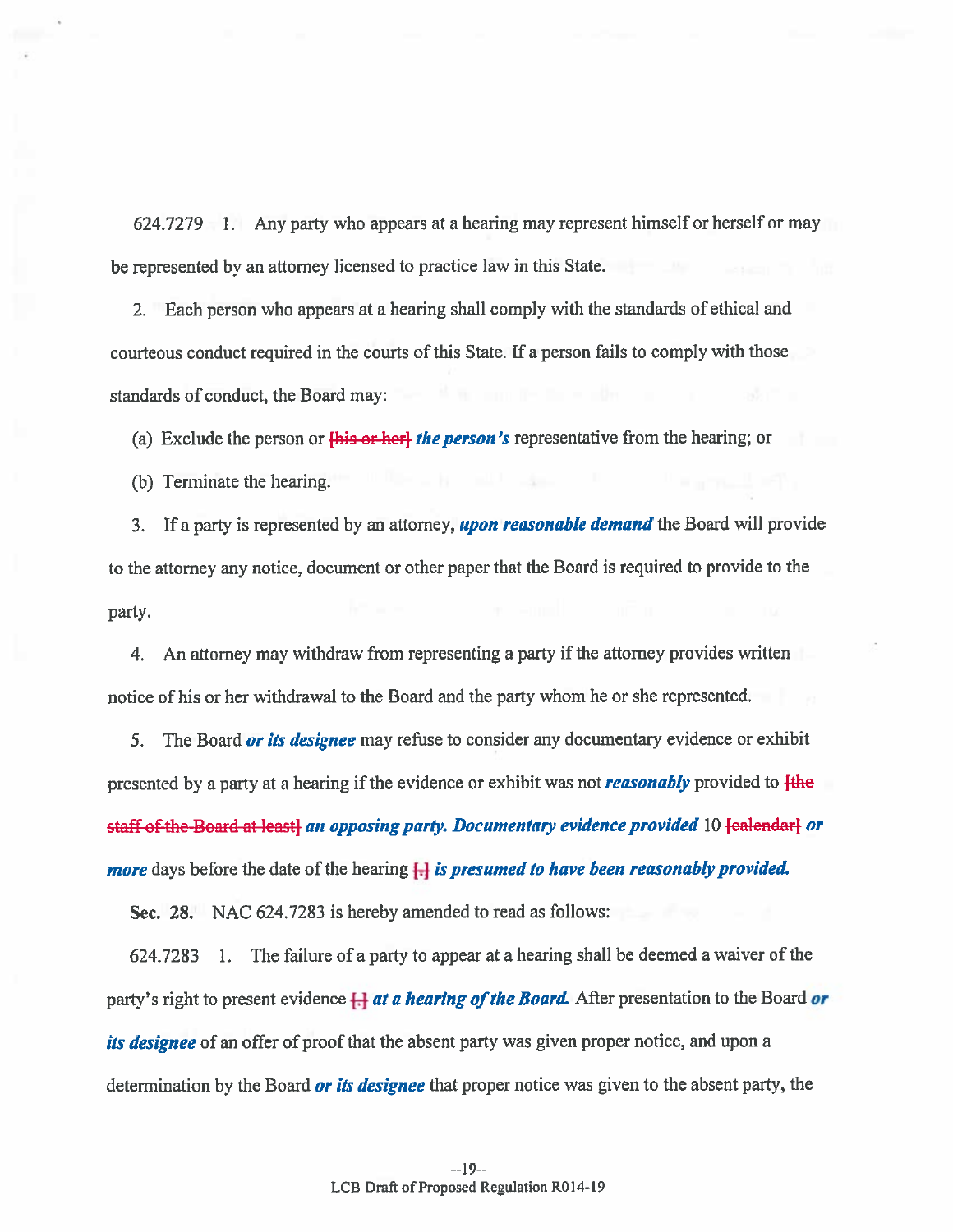624.7279 1. Any party who appears at a hearing may represent himself or herself or may be represented by an attorney licensed to practice law in this State.

2. Each person who appears at a hearing shall comply with the standards of ethical and courteous conduct required in the courts of this State. If a person fails to comply with those standards of conduct, the Board may:

(a) Exclude the person or [his or her] ***the person's*** representative from the hearing; or

(b) Terminate the hearing.

3. If a party is represented by an attorney, ***upon reasonable demand*** the Board will provide to the attorney any notice, document or other paper that the Board is required to provide to the party.

4. An attorney may withdraw from representing a party if the attorney provides written notice of his or her withdrawal to the Board and the party whom he or she represented.

5. The Board ***or its designee*** may refuse to consider any documentary evidence or exhibit presented by a party at a hearing if the evidence or exhibit was not ***reasonably*** provided to [the staff of the Board at least] ***an opposing party. Documentary evidence provided*** 10 [calendar] ***or more*** days before the date of the hearing [.] ***is presumed to have been reasonably provided.***

**Sec. 28.** NAC 624.7283 is hereby amended to read as follows:

624.7283 1. The failure of a party to appear at a hearing shall be deemed a waiver of the party's right to present evidence [.] ***at a hearing of the Board.*** After presentation to the Board ***or its designee*** of an offer of proof that the absent party was given proper notice, and upon a determination by the Board ***or its designee*** that proper notice was given to the absent party, the

LCB Draft of Proposed Regulation R014-19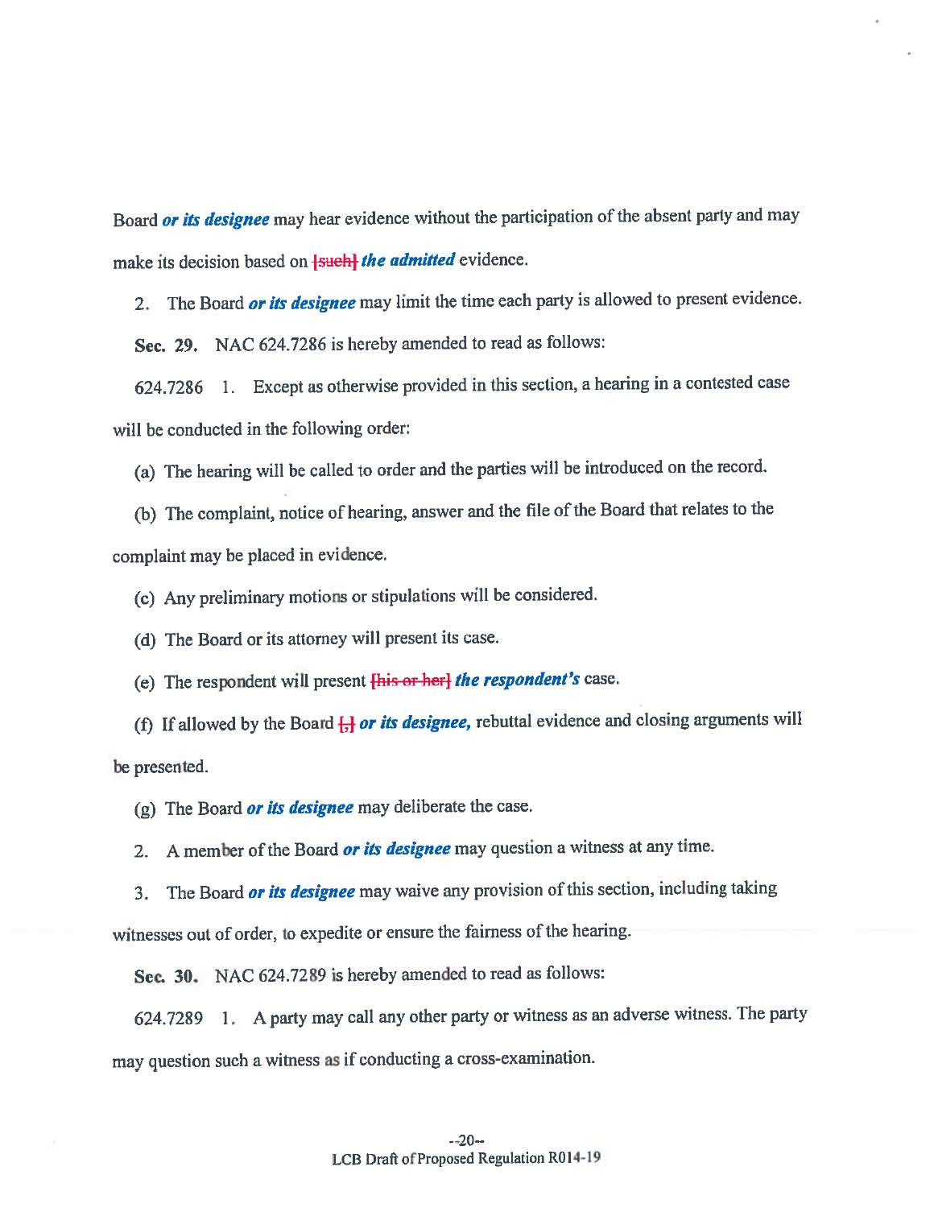Board ***or its designee*** may hear evidence without the participation of the absent party and may make its decision based on [such] ***the admitted*** evidence.

2. The Board ***or its designee*** may limit the time each party is allowed to present evidence.

**Sec. 29.** NAC 624.7286 is hereby amended to read as follows:

624.7286 1. Except as otherwise provided in this section, a hearing in a contested case will be conducted in the following order:

(a) The hearing will be called to order and the parties will be introduced on the record.

(b) The complaint, notice of hearing, answer and the file of the Board that relates to the complaint may be placed in evidence.

(c) Any preliminary motions or stipulations will be considered.

(d) The Board or its attorney will present its case.

(e) The respondent will present [his or her] ***the respondent's*** case.

(f) If allowed by the Board [,] ***or its designee,*** rebuttal evidence and closing arguments will be presented.

(g) The Board ***or its designee*** may deliberate the case.

2. A member of the Board ***or its designee*** may question a witness at any time.

3. The Board ***or its designee*** may waive any provision of this section, including taking witnesses out of order, to expedite or ensure the fairness of the hearing.

**Sec. 30.** NAC 624.7289 is hereby amended to read as follows:

624.7289 1. A party may call any other party or witness as an adverse witness. The party may question such a witness as if conducting a cross-examination.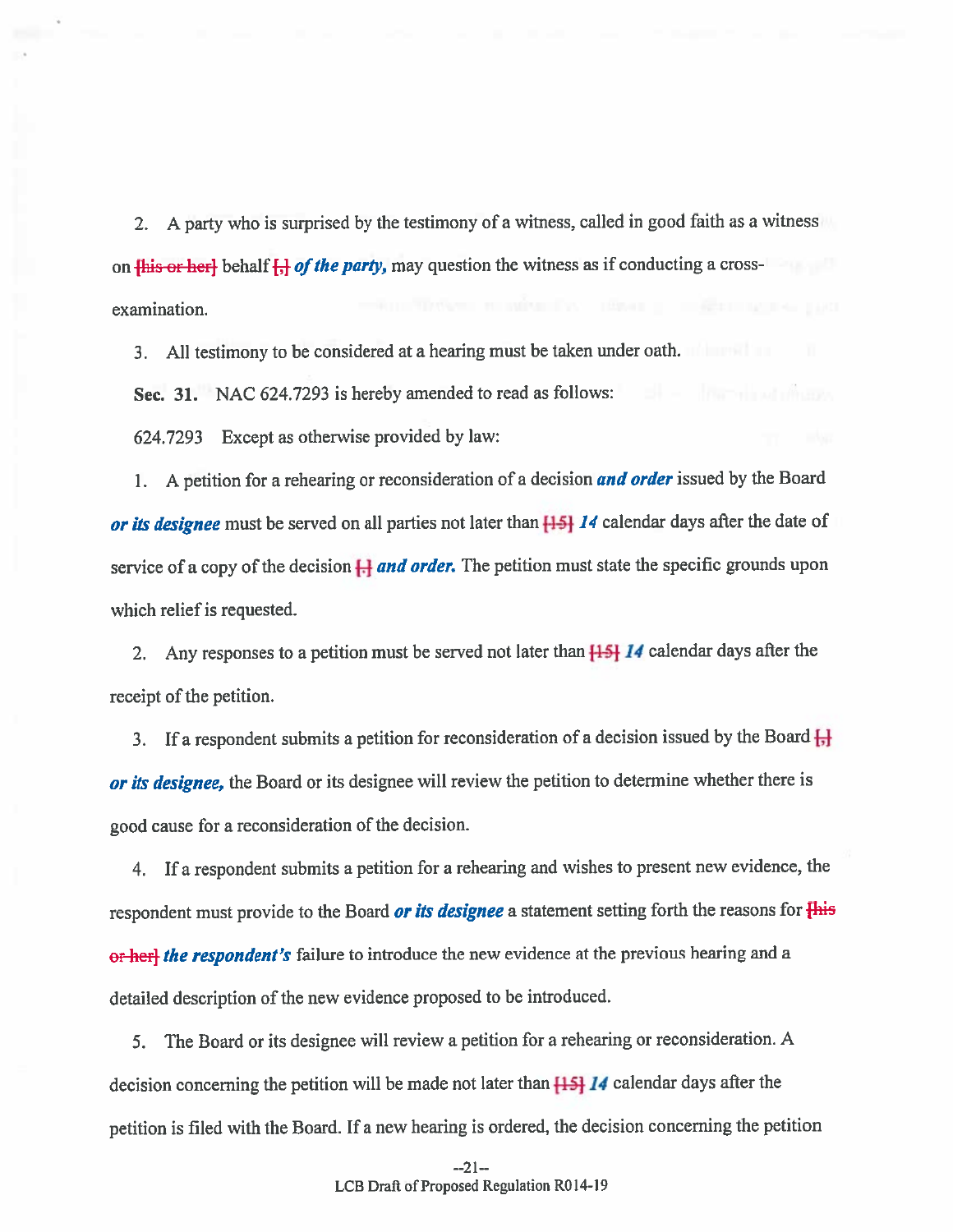2. A party who is surprised by the testimony of a witness, called in good faith as a witness on [his or her] behalf [,] ***of the party,*** may question the witness as if conducting a cross-examination.

3. All testimony to be considered at a hearing must be taken under oath.

**Sec. 31.** NAC 624.7293 is hereby amended to read as follows:

624.7293 Except as otherwise provided by law:

1. A petition for a rehearing or reconsideration of a decision ***and order*** issued by the Board ***or its designee*** must be served on all parties not later than [15] ***14*** calendar days after the date of service of a copy of the decision [.] ***and order.*** The petition must state the specific grounds upon which relief is requested.

2. Any responses to a petition must be served not later than [15] ***14*** calendar days after the receipt of the petition.

3. If a respondent submits a petition for reconsideration of a decision issued by the Board [,] ***or its designee,*** the Board or its designee will review the petition to determine whether there is good cause for a reconsideration of the decision.

4. If a respondent submits a petition for a rehearing and wishes to present new evidence, the respondent must provide to the Board ***or its designee*** a statement setting forth the reasons for [his or her] ***the respondent's*** failure to introduce the new evidence at the previous hearing and a detailed description of the new evidence proposed to be introduced.

5. The Board or its designee will review a petition for a rehearing or reconsideration. A decision concerning the petition will be made not later than [15] ***14*** calendar days after the petition is filed with the Board. If a new hearing is ordered, the decision concerning the petition

LCB Draft of Proposed Regulation R014-19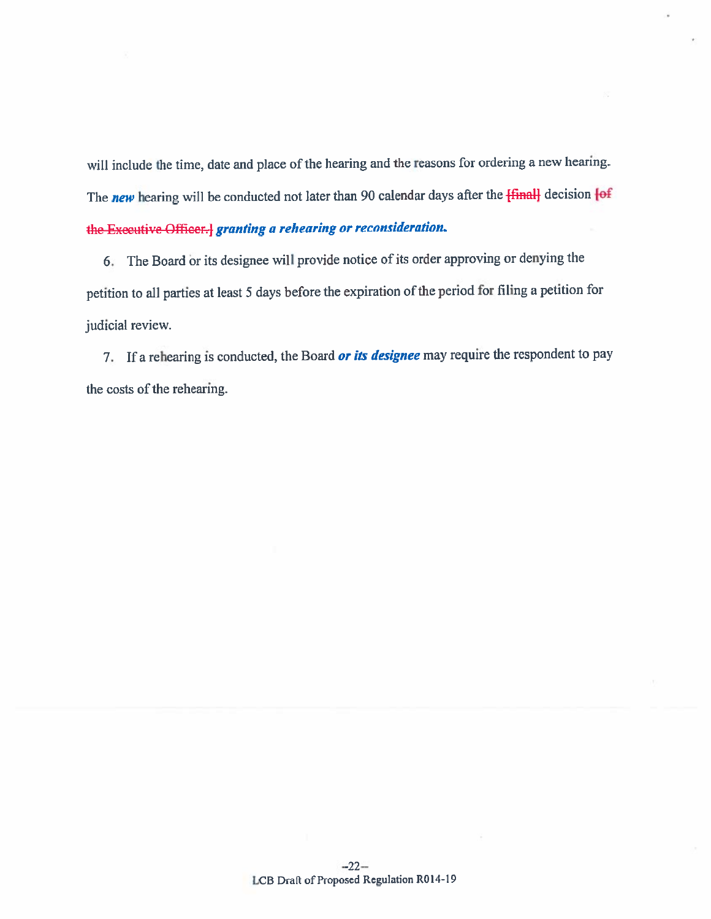will include the time, date and place of the hearing and the reasons for ordering a new hearing. The ***new*** hearing will be conducted not later than 90 calendar days after the ~~[final]~~ decision ~~[of the Executive Officer.]~~ ***granting a rehearing or reconsideration.***

6. The Board or its designee will provide notice of its order approving or denying the petition to all parties at least 5 days before the expiration of the period for filing a petition for judicial review.

7. If a rehearing is conducted, the Board ***or its designee*** may require the respondent to pay the costs of the rehearing.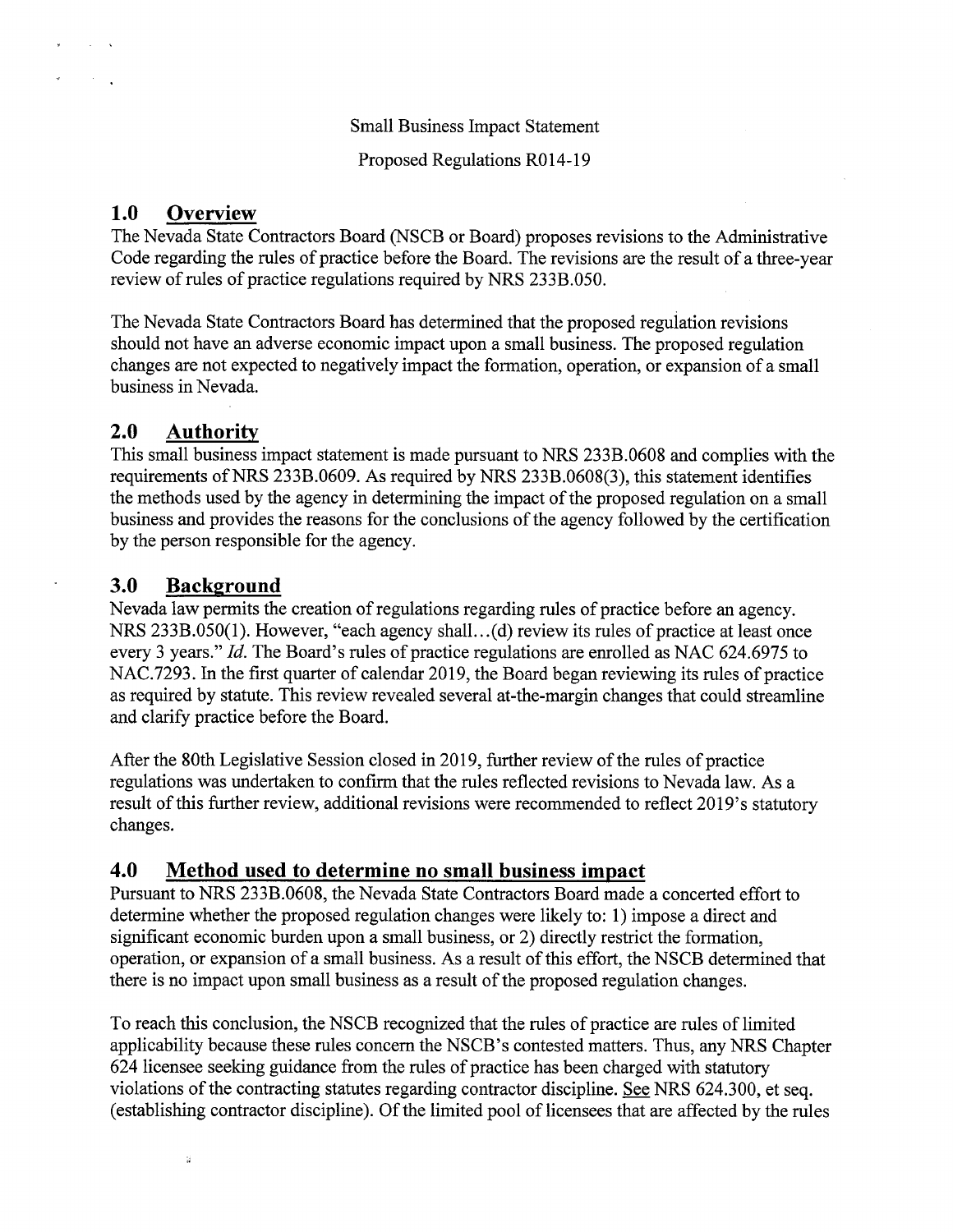Small Business Impact Statement

Proposed Regulations R014-19

## 1.0 Overview

The Nevada State Contractors Board (NSCB or Board) proposes revisions to the Administrative Code regarding the rules of practice before the Board. The revisions are the result of a three-year review of rules of practice regulations required by NRS 233B.050.

The Nevada State Contractors Board has determined that the proposed regulation revisions should not have an adverse economic impact upon a small business. The proposed regulation changes are not expected to negatively impact the formation, operation, or expansion of a small business in Nevada.

## 2.0 Authority

This small business impact statement is made pursuant to NRS 233B.0608 and complies with the requirements of NRS 233B.0609. As required by NRS 233B.0608(3), this statement identifies the methods used by the agency in determining the impact of the proposed regulation on a small business and provides the reasons for the conclusions of the agency followed by the certification by the person responsible for the agency.

## 3.0 Background

Nevada law permits the creation of regulations regarding rules of practice before an agency. NRS 233B.050(1). However, "each agency shall…(d) review its rules of practice at least once every 3 years." *Id.* The Board's rules of practice regulations are enrolled as NAC 624.6975 to NAC.7293. In the first quarter of calendar 2019, the Board began reviewing its rules of practice as required by statute. This review revealed several at-the-margin changes that could streamline and clarify practice before the Board.

After the 80th Legislative Session closed in 2019, further review of the rules of practice regulations was undertaken to confirm that the rules reflected revisions to Nevada law. As a result of this further review, additional revisions were recommended to reflect 2019's statutory changes.

## 4.0 Method used to determine no small business impact

Pursuant to NRS 233B.0608, the Nevada State Contractors Board made a concerted effort to determine whether the proposed regulation changes were likely to: 1) impose a direct and significant economic burden upon a small business, or 2) directly restrict the formation, operation, or expansion of a small business. As a result of this effort, the NSCB determined that there is no impact upon small business as a result of the proposed regulation changes.

To reach this conclusion, the NSCB recognized that the rules of practice are rules of limited applicability because these rules concern the NSCB's contested matters. Thus, any NRS Chapter 624 licensee seeking guidance from the rules of practice has been charged with statutory violations of the contracting statutes regarding contractor discipline. See NRS 624.300, et seq. (establishing contractor discipline). Of the limited pool of licensees that are affected by the rules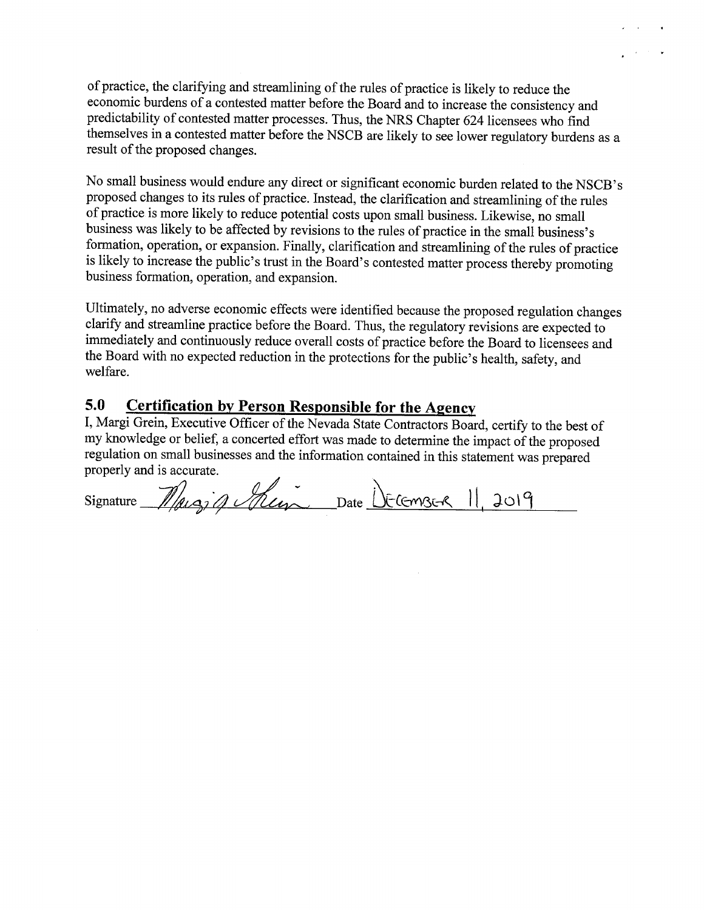of practice, the clarifying and streamlining of the rules of practice is likely to reduce the economic burdens of a contested matter before the Board and to increase the consistency and predictability of contested matter processes. Thus, the NRS Chapter 624 licensees who find themselves in a contested matter before the NSCB are likely to see lower regulatory burdens as a result of the proposed changes.

No small business would endure any direct or significant economic burden related to the NSCB's proposed changes to its rules of practice. Instead, the clarification and streamlining of the rules of practice is more likely to reduce potential costs upon small business. Likewise, no small business was likely to be affected by revisions to the rules of practice in the small business's formation, operation, or expansion. Finally, clarification and streamlining of the rules of practice is likely to increase the public's trust in the Board's contested matter process thereby promoting business formation, operation, and expansion.

Ultimately, no adverse economic effects were identified because the proposed regulation changes clarify and streamline practice before the Board. Thus, the regulatory revisions are expected to immediately and continuously reduce overall costs of practice before the Board to licensees and the Board with no expected reduction in the protections for the public's health, safety, and welfare.

## 5.0 Certification by Person Responsible for the Agency

I, Margi Grein, Executive Officer of the Nevada State Contractors Board, certify to the best of my knowledge or belief, a concerted effort was made to determine the impact of the proposed regulation on small businesses and the information contained in this statement was prepared properly and is accurate.

Signature *Margi A Grein* Date December 11, 2019